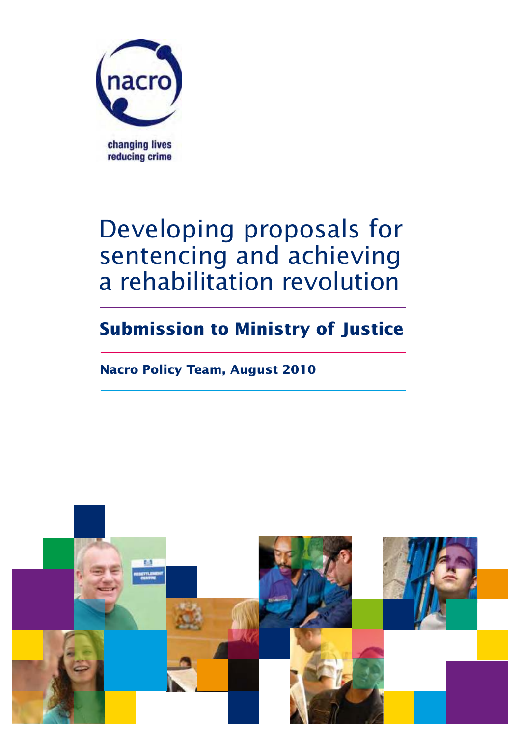nacro

changing lives
reducing crime

# Developing proposals for sentencing and achieving a rehabilitation revolution

## Submission to Ministry of Justice

**Nacro Policy Team, August 2010**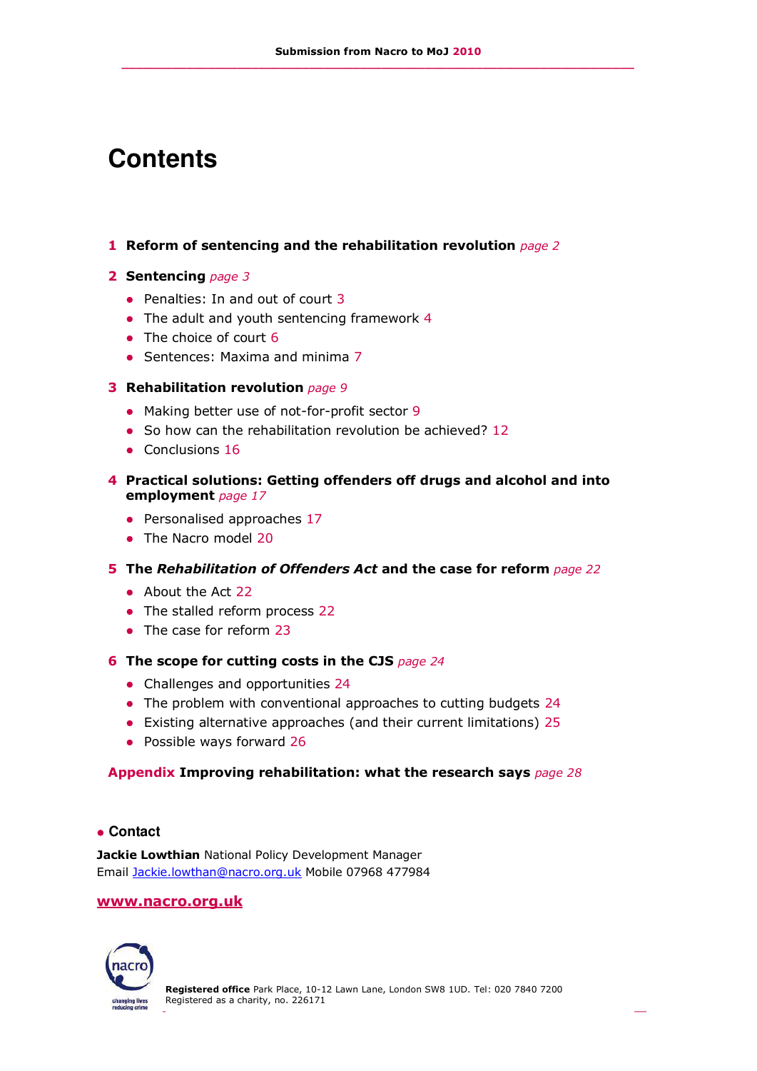# Contents

**1 Reform of sentencing and the rehabilitation revolution** *page 2*

**2 Sentencing** *page 3*

- Penalties: In and out of court 3
- The adult and youth sentencing framework 4
- The choice of court 6
- Sentences: Maxima and minima 7

**3 Rehabilitation revolution** *page 9*

- Making better use of not-for-profit sector 9
- So how can the rehabilitation revolution be achieved? 12
- Conclusions 16

**4 Practical solutions: Getting offenders off drugs and alcohol and into employment** *page 17*

- Personalised approaches 17
- The Nacro model 20

**5 The *Rehabilitation of Offenders Act* and the case for reform** *page 22*

- About the Act 22
- The stalled reform process 22
- The case for reform 23

**6 The scope for cutting costs in the CJS** *page 24*

- Challenges and opportunities 24
- The problem with conventional approaches to cutting budgets 24
- Existing alternative approaches (and their current limitations) 25
- Possible ways forward 26

**Appendix Improving rehabilitation: what the research says** *page 28*

## Contact

**Jackie Lowthian** National Policy Development Manager
Email Jackie.lowthan@nacro.org.uk Mobile 07968 477984

**www.nacro.org.uk**

**Registered office** Park Place, 10-12 Lawn Lane, London SW8 1UD. Tel: 020 7840 7200
Registered as a charity, no. 226171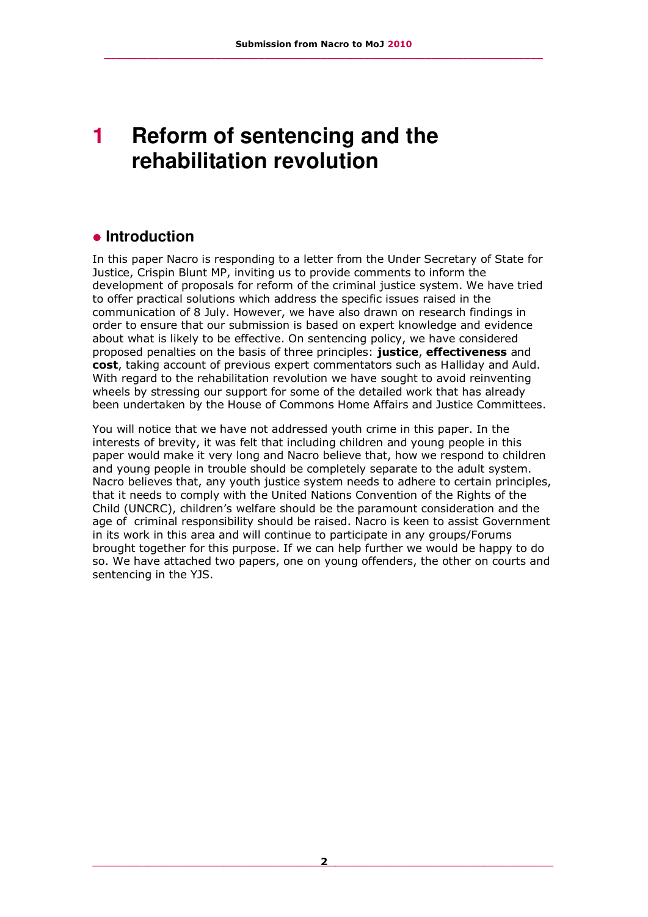# 1 Reform of sentencing and the rehabilitation revolution

## Introduction

In this paper Nacro is responding to a letter from the Under Secretary of State for Justice, Crispin Blunt MP, inviting us to provide comments to inform the development of proposals for reform of the criminal justice system. We have tried to offer practical solutions which address the specific issues raised in the communication of 8 July. However, we have also drawn on research findings in order to ensure that our submission is based on expert knowledge and evidence about what is likely to be effective. On sentencing policy, we have considered proposed penalties on the basis of three principles: **justice**, **effectiveness** and **cost**, taking account of previous expert commentators such as Halliday and Auld. With regard to the rehabilitation revolution we have sought to avoid reinventing wheels by stressing our support for some of the detailed work that has already been undertaken by the House of Commons Home Affairs and Justice Committees.

You will notice that we have not addressed youth crime in this paper. In the interests of brevity, it was felt that including children and young people in this paper would make it very long and Nacro believe that, how we respond to children and young people in trouble should be completely separate to the adult system. Nacro believes that, any youth justice system needs to adhere to certain principles, that it needs to comply with the United Nations Convention of the Rights of the Child (UNCRC), children's welfare should be the paramount consideration and the age of criminal responsibility should be raised. Nacro is keen to assist Government in its work in this area and will continue to participate in any groups/Forums brought together for this purpose. If we can help further we would be happy to do so. We have attached two papers, one on young offenders, the other on courts and sentencing in the YJS.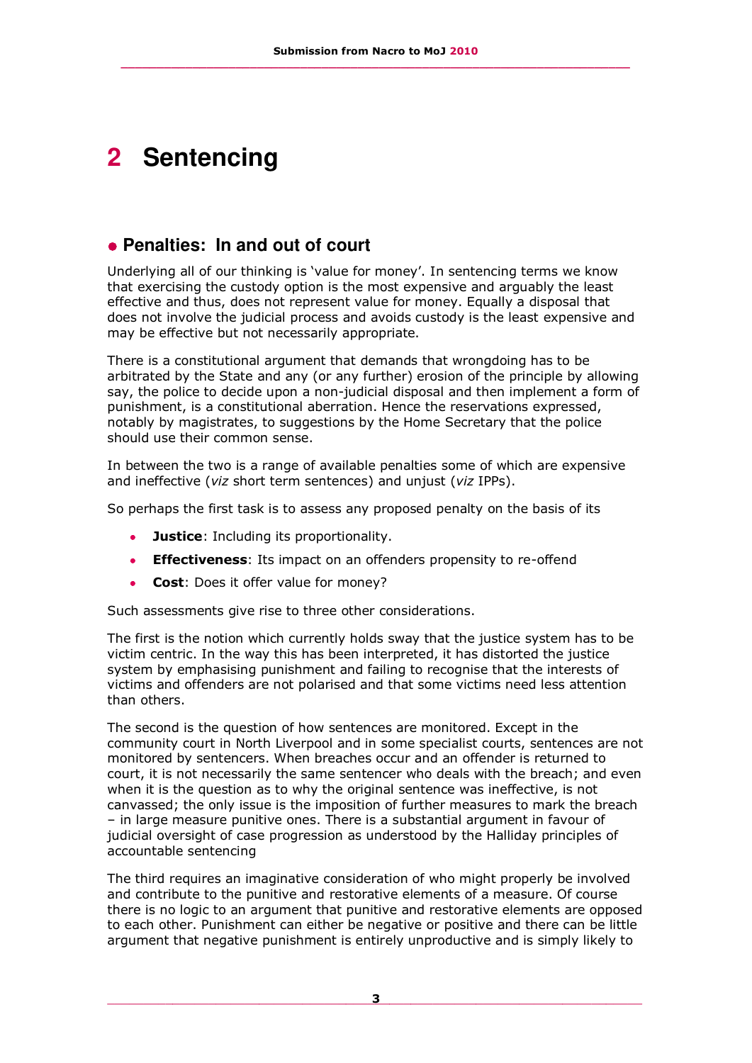# 2 Sentencing

## Penalties: In and out of court

Underlying all of our thinking is 'value for money'. In sentencing terms we know that exercising the custody option is the most expensive and arguably the least effective and thus, does not represent value for money. Equally a disposal that does not involve the judicial process and avoids custody is the least expensive and may be effective but not necessarily appropriate.

There is a constitutional argument that demands that wrongdoing has to be arbitrated by the State and any (or any further) erosion of the principle by allowing say, the police to decide upon a non-judicial disposal and then implement a form of punishment, is a constitutional aberration. Hence the reservations expressed, notably by magistrates, to suggestions by the Home Secretary that the police should use their common sense.

In between the two is a range of available penalties some of which are expensive and ineffective (*viz* short term sentences) and unjust (*viz* IPPs).

So perhaps the first task is to assess any proposed penalty on the basis of its

- **Justice**: Including its proportionality.
- **Effectiveness**: Its impact on an offenders propensity to re-offend
- **Cost**: Does it offer value for money?

Such assessments give rise to three other considerations.

The first is the notion which currently holds sway that the justice system has to be victim centric. In the way this has been interpreted, it has distorted the justice system by emphasising punishment and failing to recognise that the interests of victims and offenders are not polarised and that some victims need less attention than others.

The second is the question of how sentences are monitored. Except in the community court in North Liverpool and in some specialist courts, sentences are not monitored by sentencers. When breaches occur and an offender is returned to court, it is not necessarily the same sentencer who deals with the breach; and even when it is the question as to why the original sentence was ineffective, is not canvassed; the only issue is the imposition of further measures to mark the breach – in large measure punitive ones. There is a substantial argument in favour of judicial oversight of case progression as understood by the Halliday principles of accountable sentencing

The third requires an imaginative consideration of who might properly be involved and contribute to the punitive and restorative elements of a measure. Of course there is no logic to an argument that punitive and restorative elements are opposed to each other. Punishment can either be negative or positive and there can be little argument that negative punishment is entirely unproductive and is simply likely to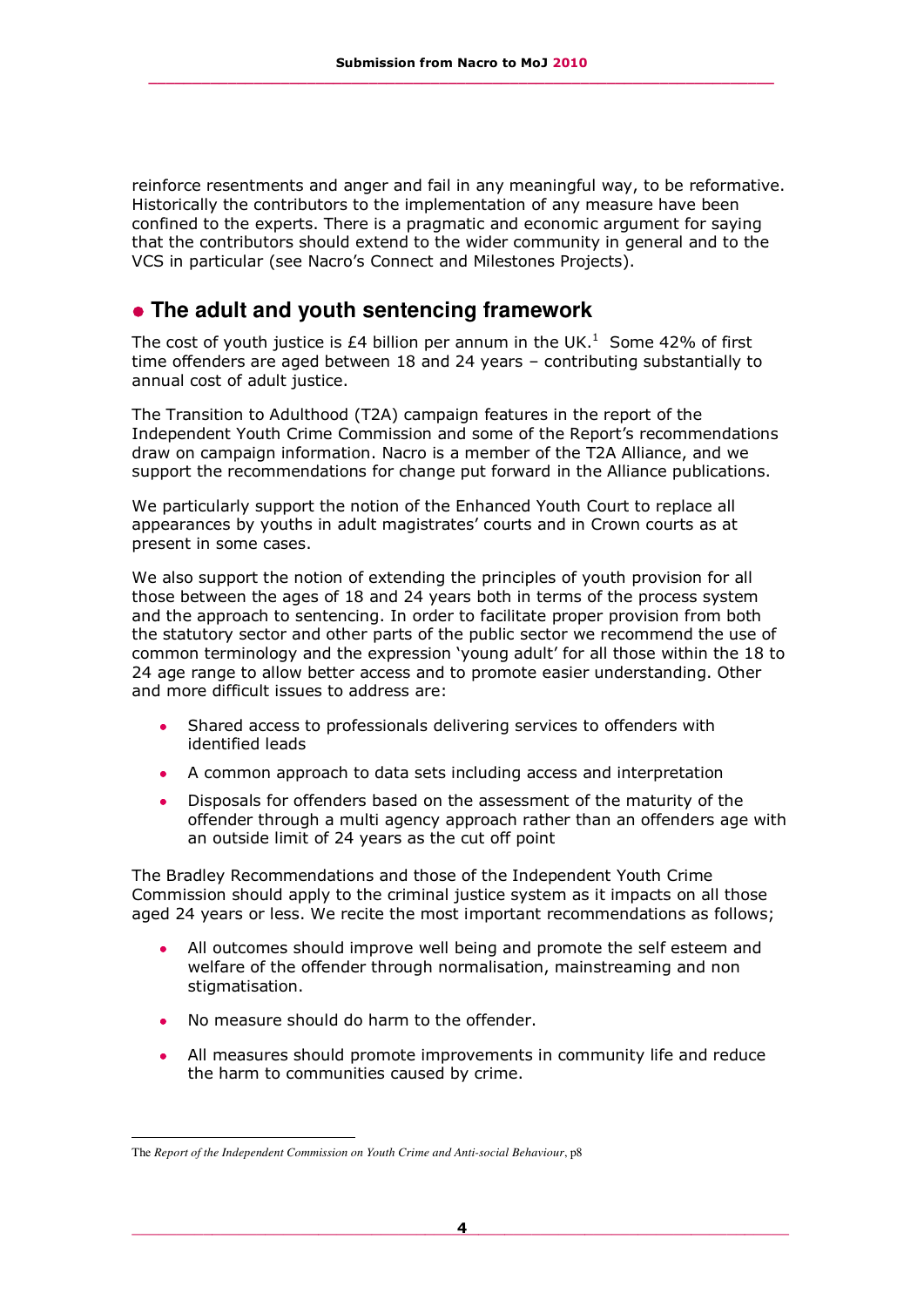reinforce resentments and anger and fail in any meaningful way, to be reformative. Historically the contributors to the implementation of any measure have been confined to the experts. There is a pragmatic and economic argument for saying that the contributors should extend to the wider community in general and to the VCS in particular (see Nacro's Connect and Milestones Projects).

## The adult and youth sentencing framework

The cost of youth justice is £4 billion per annum in the UK.[1] Some 42% of first time offenders are aged between 18 and 24 years – contributing substantially to annual cost of adult justice.

The Transition to Adulthood (T2A) campaign features in the report of the Independent Youth Crime Commission and some of the Report's recommendations draw on campaign information. Nacro is a member of the T2A Alliance, and we support the recommendations for change put forward in the Alliance publications.

We particularly support the notion of the Enhanced Youth Court to replace all appearances by youths in adult magistrates' courts and in Crown courts as at present in some cases.

We also support the notion of extending the principles of youth provision for all those between the ages of 18 and 24 years both in terms of the process system and the approach to sentencing. In order to facilitate proper provision from both the statutory sector and other parts of the public sector we recommend the use of common terminology and the expression 'young adult' for all those within the 18 to 24 age range to allow better access and to promote easier understanding. Other and more difficult issues to address are:

- Shared access to professionals delivering services to offenders with identified leads
- A common approach to data sets including access and interpretation
- Disposals for offenders based on the assessment of the maturity of the offender through a multi agency approach rather than an offenders age with an outside limit of 24 years as the cut off point

The Bradley Recommendations and those of the Independent Youth Crime Commission should apply to the criminal justice system as it impacts on all those aged 24 years or less. We recite the most important recommendations as follows;

- All outcomes should improve well being and promote the self esteem and welfare of the offender through normalisation, mainstreaming and non stigmatisation.
- No measure should do harm to the offender.
- All measures should promote improvements in community life and reduce the harm to communities caused by crime.

---

[1] The *Report of the Independent Commission on Youth Crime and Anti-social Behaviour*, p8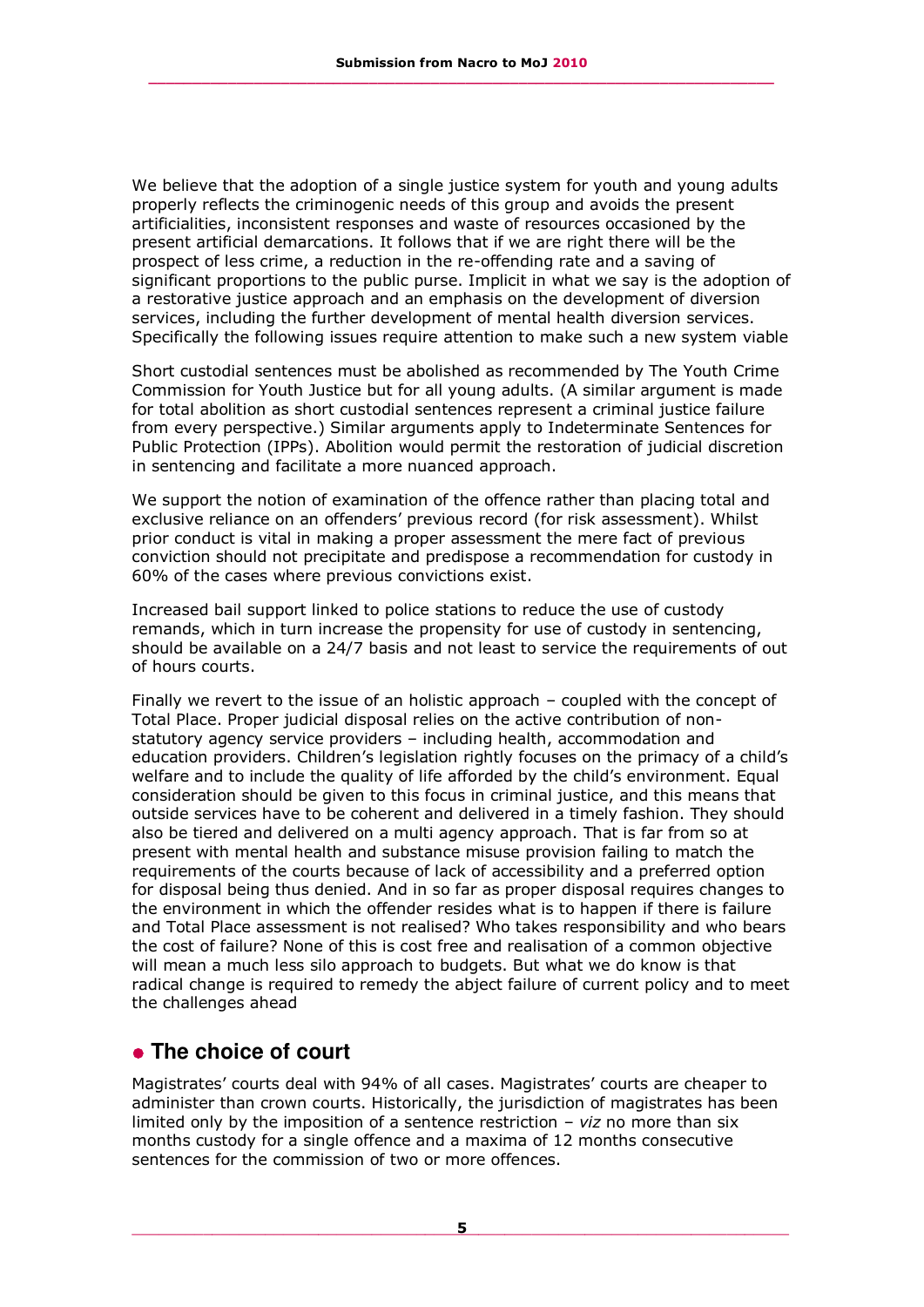We believe that the adoption of a single justice system for youth and young adults properly reflects the criminogenic needs of this group and avoids the present artificialities, inconsistent responses and waste of resources occasioned by the present artificial demarcations. It follows that if we are right there will be the prospect of less crime, a reduction in the re-offending rate and a saving of significant proportions to the public purse. Implicit in what we say is the adoption of a restorative justice approach and an emphasis on the development of diversion services, including the further development of mental health diversion services. Specifically the following issues require attention to make such a new system viable

Short custodial sentences must be abolished as recommended by The Youth Crime Commission for Youth Justice but for all young adults. (A similar argument is made for total abolition as short custodial sentences represent a criminal justice failure from every perspective.) Similar arguments apply to Indeterminate Sentences for Public Protection (IPPs). Abolition would permit the restoration of judicial discretion in sentencing and facilitate a more nuanced approach.

We support the notion of examination of the offence rather than placing total and exclusive reliance on an offenders' previous record (for risk assessment). Whilst prior conduct is vital in making a proper assessment the mere fact of previous conviction should not precipitate and predispose a recommendation for custody in 60% of the cases where previous convictions exist.

Increased bail support linked to police stations to reduce the use of custody remands, which in turn increase the propensity for use of custody in sentencing, should be available on a 24/7 basis and not least to service the requirements of out of hours courts.

Finally we revert to the issue of an holistic approach – coupled with the concept of Total Place. Proper judicial disposal relies on the active contribution of non-statutory agency service providers – including health, accommodation and education providers. Children's legislation rightly focuses on the primacy of a child's welfare and to include the quality of life afforded by the child's environment. Equal consideration should be given to this focus in criminal justice, and this means that outside services have to be coherent and delivered in a timely fashion. They should also be tiered and delivered on a multi agency approach. That is far from so at present with mental health and substance misuse provision failing to match the requirements of the courts because of lack of accessibility and a preferred option for disposal being thus denied. And in so far as proper disposal requires changes to the environment in which the offender resides what is to happen if there is failure and Total Place assessment is not realised? Who takes responsibility and who bears the cost of failure? None of this is cost free and realisation of a common objective will mean a much less silo approach to budgets. But what we do know is that radical change is required to remedy the abject failure of current policy and to meet the challenges ahead

## The choice of court

Magistrates' courts deal with 94% of all cases. Magistrates' courts are cheaper to administer than crown courts. Historically, the jurisdiction of magistrates has been limited only by the imposition of a sentence restriction – *viz* no more than six months custody for a single offence and a maxima of 12 months consecutive sentences for the commission of two or more offences.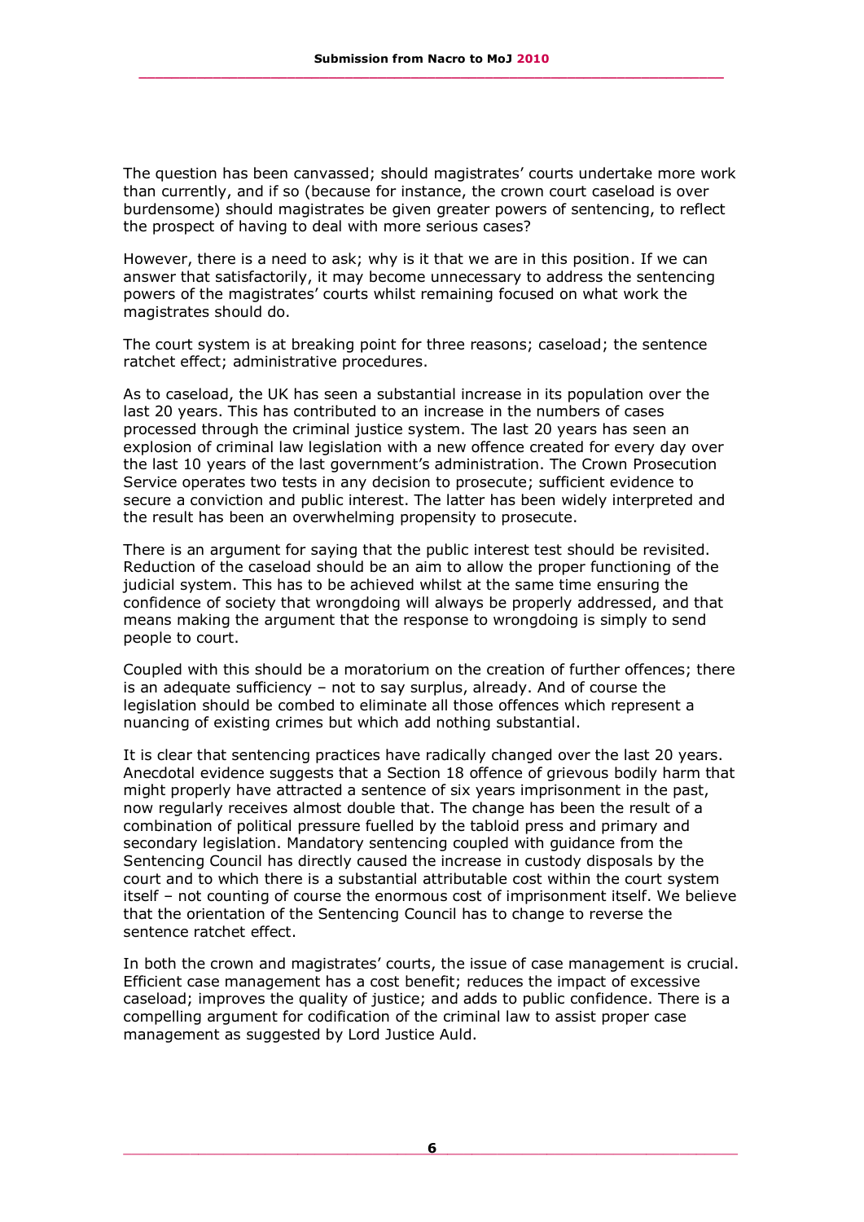The question has been canvassed; should magistrates' courts undertake more work than currently, and if so (because for instance, the crown court caseload is over burdensome) should magistrates be given greater powers of sentencing, to reflect the prospect of having to deal with more serious cases?

However, there is a need to ask; why is it that we are in this position. If we can answer that satisfactorily, it may become unnecessary to address the sentencing powers of the magistrates' courts whilst remaining focused on what work the magistrates should do.

The court system is at breaking point for three reasons; caseload; the sentence ratchet effect; administrative procedures.

As to caseload, the UK has seen a substantial increase in its population over the last 20 years. This has contributed to an increase in the numbers of cases processed through the criminal justice system. The last 20 years has seen an explosion of criminal law legislation with a new offence created for every day over the last 10 years of the last government's administration. The Crown Prosecution Service operates two tests in any decision to prosecute; sufficient evidence to secure a conviction and public interest. The latter has been widely interpreted and the result has been an overwhelming propensity to prosecute.

There is an argument for saying that the public interest test should be revisited. Reduction of the caseload should be an aim to allow the proper functioning of the judicial system. This has to be achieved whilst at the same time ensuring the confidence of society that wrongdoing will always be properly addressed, and that means making the argument that the response to wrongdoing is simply to send people to court.

Coupled with this should be a moratorium on the creation of further offences; there is an adequate sufficiency – not to say surplus, already. And of course the legislation should be combed to eliminate all those offences which represent a nuancing of existing crimes but which add nothing substantial.

It is clear that sentencing practices have radically changed over the last 20 years. Anecdotal evidence suggests that a Section 18 offence of grievous bodily harm that might properly have attracted a sentence of six years imprisonment in the past, now regularly receives almost double that. The change has been the result of a combination of political pressure fuelled by the tabloid press and primary and secondary legislation. Mandatory sentencing coupled with guidance from the Sentencing Council has directly caused the increase in custody disposals by the court and to which there is a substantial attributable cost within the court system itself – not counting of course the enormous cost of imprisonment itself. We believe that the orientation of the Sentencing Council has to change to reverse the sentence ratchet effect.

In both the crown and magistrates' courts, the issue of case management is crucial. Efficient case management has a cost benefit; reduces the impact of excessive caseload; improves the quality of justice; and adds to public confidence. There is a compelling argument for codification of the criminal law to assist proper case management as suggested by Lord Justice Auld.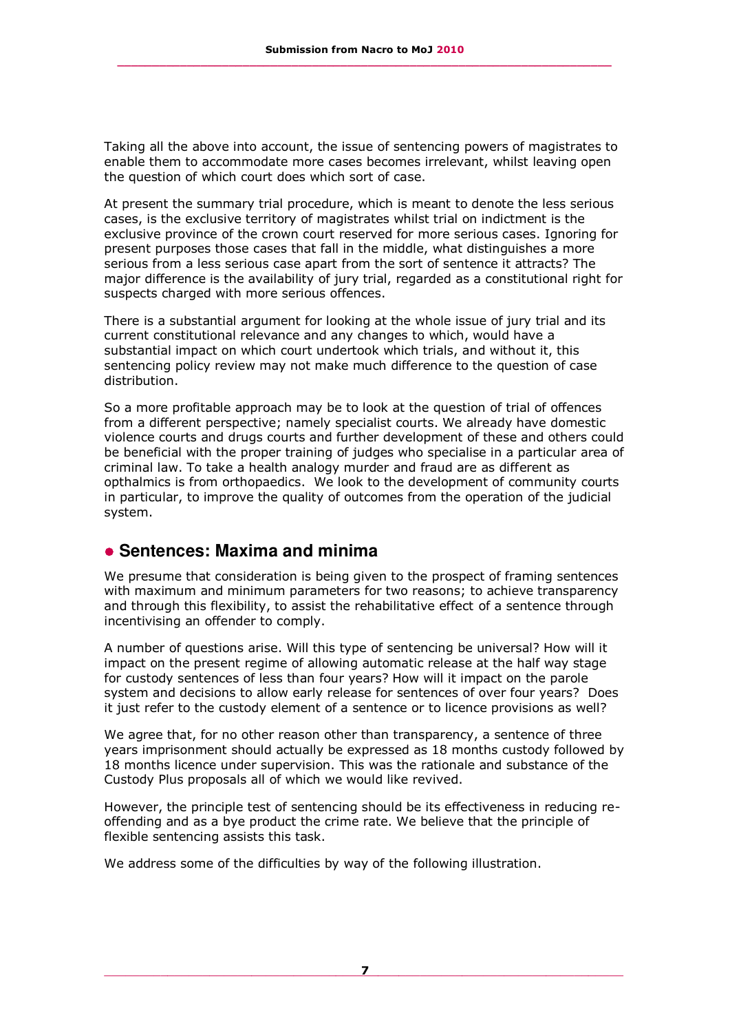Taking all the above into account, the issue of sentencing powers of magistrates to enable them to accommodate more cases becomes irrelevant, whilst leaving open the question of which court does which sort of case.

At present the summary trial procedure, which is meant to denote the less serious cases, is the exclusive territory of magistrates whilst trial on indictment is the exclusive province of the crown court reserved for more serious cases. Ignoring for present purposes those cases that fall in the middle, what distinguishes a more serious from a less serious case apart from the sort of sentence it attracts? The major difference is the availability of jury trial, regarded as a constitutional right for suspects charged with more serious offences.

There is a substantial argument for looking at the whole issue of jury trial and its current constitutional relevance and any changes to which, would have a substantial impact on which court undertook which trials, and without it, this sentencing policy review may not make much difference to the question of case distribution.

So a more profitable approach may be to look at the question of trial of offences from a different perspective; namely specialist courts. We already have domestic violence courts and drugs courts and further development of these and others could be beneficial with the proper training of judges who specialise in a particular area of criminal law. To take a health analogy murder and fraud are as different as opthalmics is from orthopaedics. We look to the development of community courts in particular, to improve the quality of outcomes from the operation of the judicial system.

## Sentences: Maxima and minima

We presume that consideration is being given to the prospect of framing sentences with maximum and minimum parameters for two reasons; to achieve transparency and through this flexibility, to assist the rehabilitative effect of a sentence through incentivising an offender to comply.

A number of questions arise. Will this type of sentencing be universal? How will it impact on the present regime of allowing automatic release at the half way stage for custody sentences of less than four years? How will it impact on the parole system and decisions to allow early release for sentences of over four years? Does it just refer to the custody element of a sentence or to licence provisions as well?

We agree that, for no other reason other than transparency, a sentence of three years imprisonment should actually be expressed as 18 months custody followed by 18 months licence under supervision. This was the rationale and substance of the Custody Plus proposals all of which we would like revived.

However, the principle test of sentencing should be its effectiveness in reducing re-offending and as a bye product the crime rate. We believe that the principle of flexible sentencing assists this task.

We address some of the difficulties by way of the following illustration.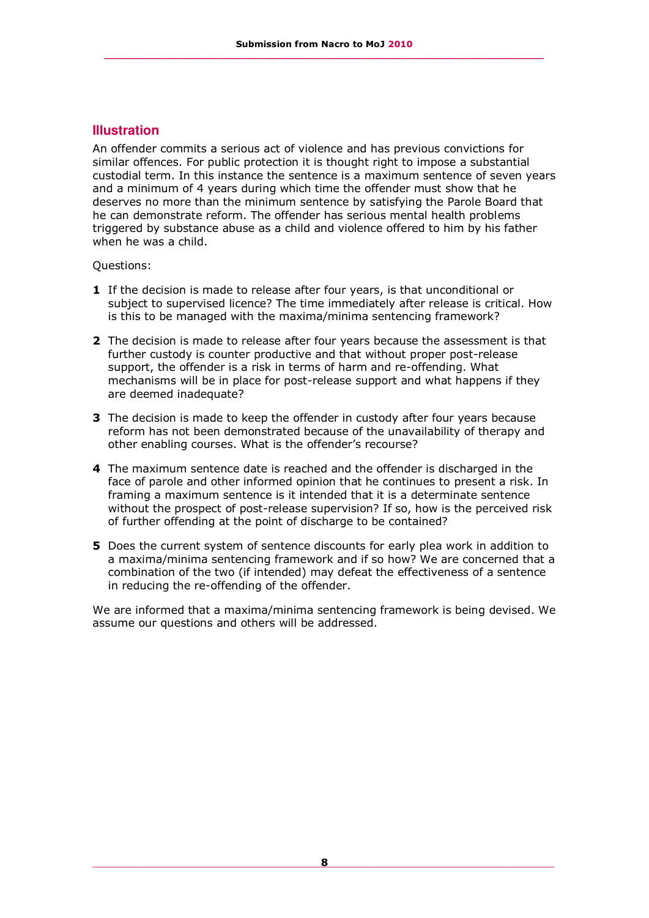## Illustration

An offender commits a serious act of violence and has previous convictions for similar offences. For public protection it is thought right to impose a substantial custodial term. In this instance the sentence is a maximum sentence of seven years and a minimum of 4 years during which time the offender must show that he deserves no more than the minimum sentence by satisfying the Parole Board that he can demonstrate reform. The offender has serious mental health problems triggered by substance abuse as a child and violence offered to him by his father when he was a child.

Questions:

1. If the decision is made to release after four years, is that unconditional or subject to supervised licence? The time immediately after release is critical. How is this to be managed with the maxima/minima sentencing framework?
2. The decision is made to release after four years because the assessment is that further custody is counter productive and that without proper post-release support, the offender is a risk in terms of harm and re-offending. What mechanisms will be in place for post-release support and what happens if they are deemed inadequate?
3. The decision is made to keep the offender in custody after four years because reform has not been demonstrated because of the unavailability of therapy and other enabling courses. What is the offender's recourse?
4. The maximum sentence date is reached and the offender is discharged in the face of parole and other informed opinion that he continues to present a risk. In framing a maximum sentence is it intended that it is a determinate sentence without the prospect of post-release supervision? If so, how is the perceived risk of further offending at the point of discharge to be contained?
5. Does the current system of sentence discounts for early plea work in addition to a maxima/minima sentencing framework and if so how? We are concerned that a combination of the two (if intended) may defeat the effectiveness of a sentence in reducing the re-offending of the offender.

We are informed that a maxima/minima sentencing framework is being devised. We assume our questions and others will be addressed.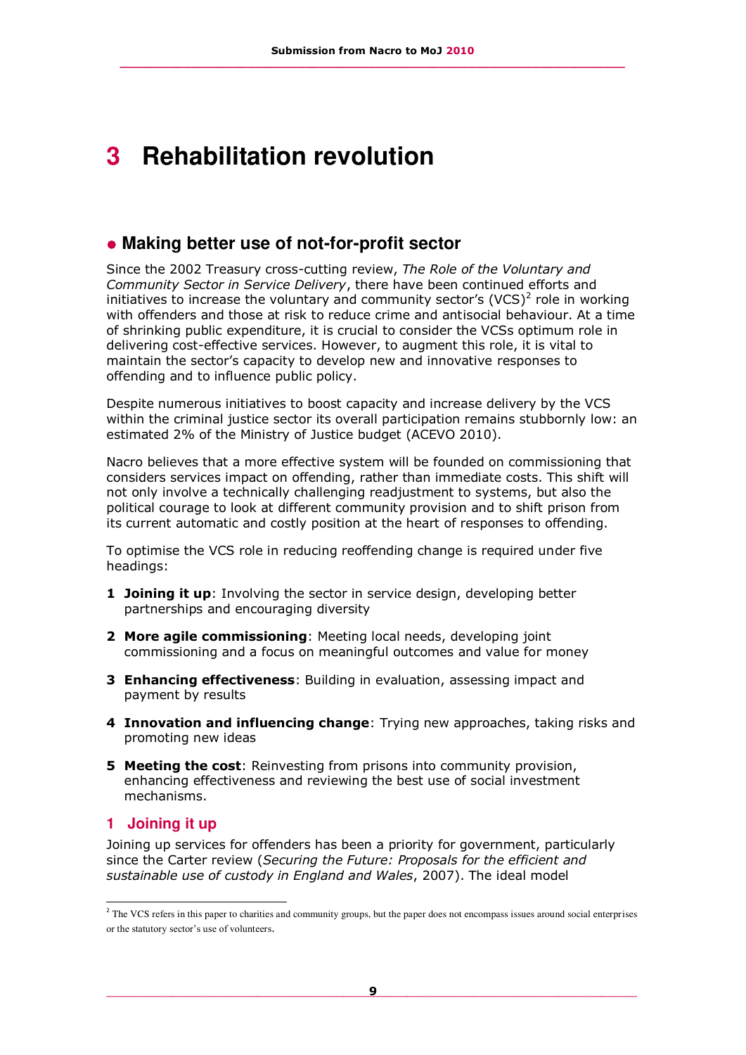# 3 Rehabilitation revolution

## Making better use of not-for-profit sector

Since the 2002 Treasury cross-cutting review, *The Role of the Voluntary and Community Sector in Service Delivery*, there have been continued efforts and initiatives to increase the voluntary and community sector's (VCS)[2] role in working with offenders and those at risk to reduce crime and antisocial behaviour. At a time of shrinking public expenditure, it is crucial to consider the VCSs optimum role in delivering cost-effective services. However, to augment this role, it is vital to maintain the sector's capacity to develop new and innovative responses to offending and to influence public policy.

Despite numerous initiatives to boost capacity and increase delivery by the VCS within the criminal justice sector its overall participation remains stubbornly low: an estimated 2% of the Ministry of Justice budget (ACEVO 2010).

Nacro believes that a more effective system will be founded on commissioning that considers services impact on offending, rather than immediate costs. This shift will not only involve a technically challenging readjustment to systems, but also the political courage to look at different community provision and to shift prison from its current automatic and costly position at the heart of responses to offending.

To optimise the VCS role in reducing reoffending change is required under five headings:

1. **Joining it up**: Involving the sector in service design, developing better partnerships and encouraging diversity
2. **More agile commissioning**: Meeting local needs, developing joint commissioning and a focus on meaningful outcomes and value for money
3. **Enhancing effectiveness**: Building in evaluation, assessing impact and payment by results
4. **Innovation and influencing change**: Trying new approaches, taking risks and promoting new ideas
5. **Meeting the cost**: Reinvesting from prisons into community provision, enhancing effectiveness and reviewing the best use of social investment mechanisms.

### 1 Joining it up

Joining up services for offenders has been a priority for government, particularly since the Carter review (*Securing the Future: Proposals for the efficient and sustainable use of custody in England and Wales*, 2007). The ideal model

[2] The VCS refers in this paper to charities and community groups, but the paper does not encompass issues around social enterprises or the statutory sector's use of volunteers.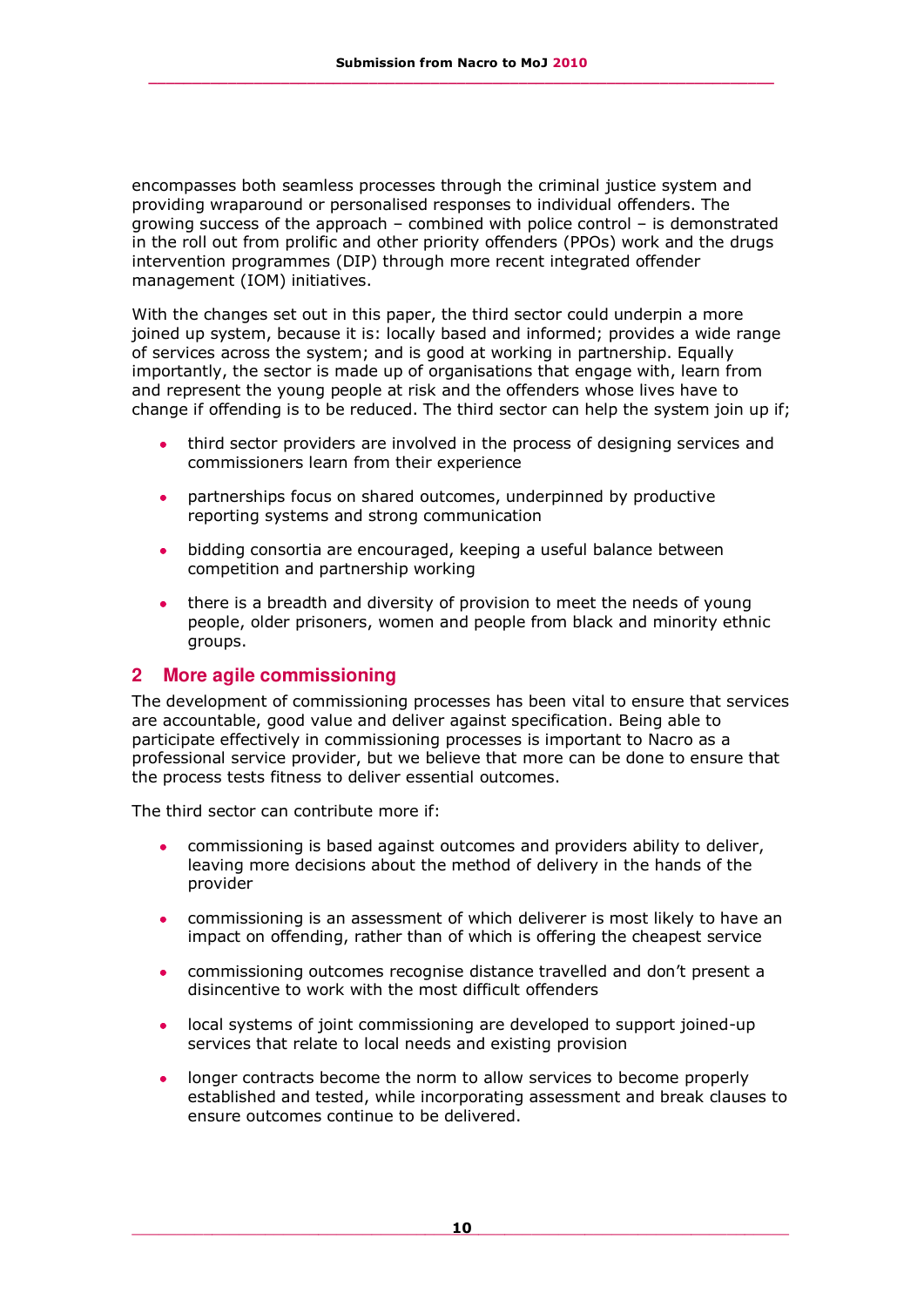encompasses both seamless processes through the criminal justice system and providing wraparound or personalised responses to individual offenders. The growing success of the approach – combined with police control – is demonstrated in the roll out from prolific and other priority offenders (PPOs) work and the drugs intervention programmes (DIP) through more recent integrated offender management (IOM) initiatives.

With the changes set out in this paper, the third sector could underpin a more joined up system, because it is: locally based and informed; provides a wide range of services across the system; and is good at working in partnership. Equally importantly, the sector is made up of organisations that engage with, learn from and represent the young people at risk and the offenders whose lives have to change if offending is to be reduced. The third sector can help the system join up if;

- third sector providers are involved in the process of designing services and commissioners learn from their experience
- partnerships focus on shared outcomes, underpinned by productive reporting systems and strong communication
- bidding consortia are encouraged, keeping a useful balance between competition and partnership working
- there is a breadth and diversity of provision to meet the needs of young people, older prisoners, women and people from black and minority ethnic groups.

## 2 More agile commissioning

The development of commissioning processes has been vital to ensure that services are accountable, good value and deliver against specification. Being able to participate effectively in commissioning processes is important to Nacro as a professional service provider, but we believe that more can be done to ensure that the process tests fitness to deliver essential outcomes.

The third sector can contribute more if:

- commissioning is based against outcomes and providers ability to deliver, leaving more decisions about the method of delivery in the hands of the provider
- commissioning is an assessment of which deliverer is most likely to have an impact on offending, rather than of which is offering the cheapest service
- commissioning outcomes recognise distance travelled and don't present a disincentive to work with the most difficult offenders
- local systems of joint commissioning are developed to support joined-up services that relate to local needs and existing provision
- longer contracts become the norm to allow services to become properly established and tested, while incorporating assessment and break clauses to ensure outcomes continue to be delivered.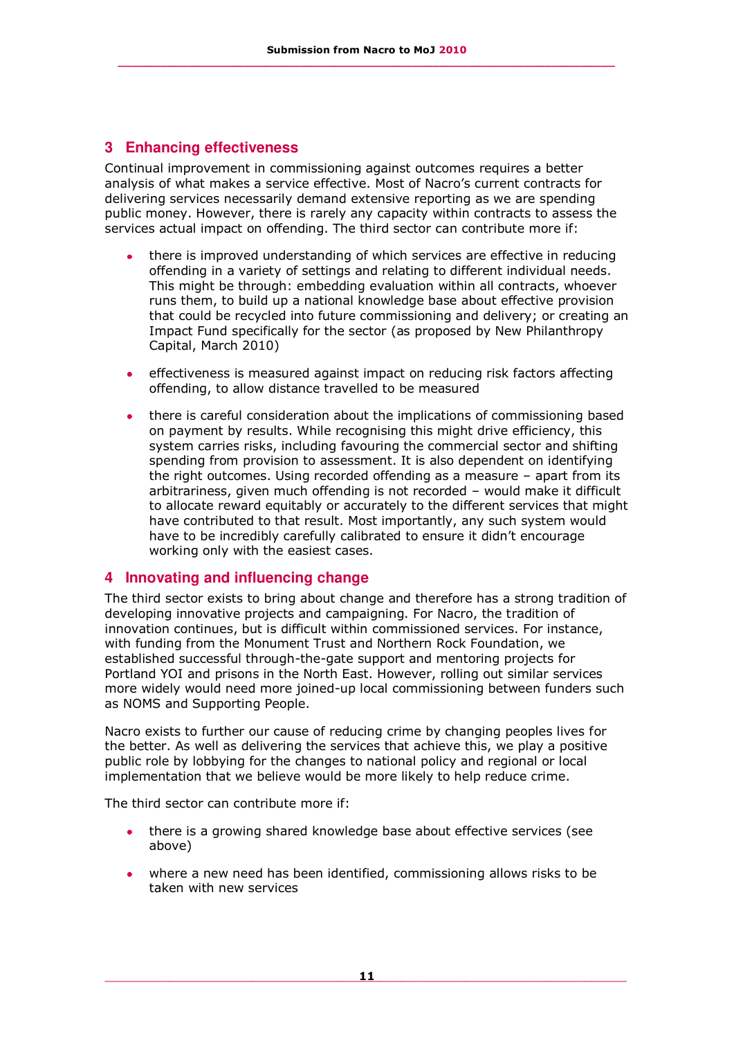## 3 Enhancing effectiveness

Continual improvement in commissioning against outcomes requires a better analysis of what makes a service effective. Most of Nacro's current contracts for delivering services necessarily demand extensive reporting as we are spending public money. However, there is rarely any capacity within contracts to assess the services actual impact on offending. The third sector can contribute more if:

- there is improved understanding of which services are effective in reducing offending in a variety of settings and relating to different individual needs. This might be through: embedding evaluation within all contracts, whoever runs them, to build up a national knowledge base about effective provision that could be recycled into future commissioning and delivery; or creating an Impact Fund specifically for the sector (as proposed by New Philanthropy Capital, March 2010)
- effectiveness is measured against impact on reducing risk factors affecting offending, to allow distance travelled to be measured
- there is careful consideration about the implications of commissioning based on payment by results. While recognising this might drive efficiency, this system carries risks, including favouring the commercial sector and shifting spending from provision to assessment. It is also dependent on identifying the right outcomes. Using recorded offending as a measure – apart from its arbitrariness, given much offending is not recorded – would make it difficult to allocate reward equitably or accurately to the different services that might have contributed to that result. Most importantly, any such system would have to be incredibly carefully calibrated to ensure it didn't encourage working only with the easiest cases.

## 4 Innovating and influencing change

The third sector exists to bring about change and therefore has a strong tradition of developing innovative projects and campaigning. For Nacro, the tradition of innovation continues, but is difficult within commissioned services. For instance, with funding from the Monument Trust and Northern Rock Foundation, we established successful through-the-gate support and mentoring projects for Portland YOI and prisons in the North East. However, rolling out similar services more widely would need more joined-up local commissioning between funders such as NOMS and Supporting People.

Nacro exists to further our cause of reducing crime by changing peoples lives for the better. As well as delivering the services that achieve this, we play a positive public role by lobbying for the changes to national policy and regional or local implementation that we believe would be more likely to help reduce crime.

The third sector can contribute more if:

- there is a growing shared knowledge base about effective services (see above)
- where a new need has been identified, commissioning allows risks to be taken with new services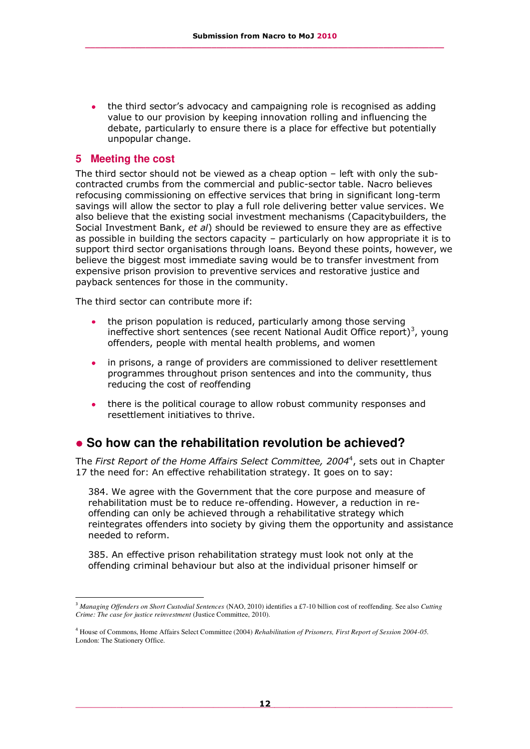- the third sector's advocacy and campaigning role is recognised as adding value to our provision by keeping innovation rolling and influencing the debate, particularly to ensure there is a place for effective but potentially unpopular change.

## 5 Meeting the cost

The third sector should not be viewed as a cheap option – left with only the sub-contracted crumbs from the commercial and public-sector table. Nacro believes refocusing commissioning on effective services that bring in significant long-term savings will allow the sector to play a full role delivering better value services. We also believe that the existing social investment mechanisms (Capacitybuilders, the Social Investment Bank, *et al*) should be reviewed to ensure they are as effective as possible in building the sectors capacity – particularly on how appropriate it is to support third sector organisations through loans. Beyond these points, however, we believe the biggest most immediate saving would be to transfer investment from expensive prison provision to preventive services and restorative justice and payback sentences for those in the community.

The third sector can contribute more if:

- the prison population is reduced, particularly among those serving ineffective short sentences (see recent National Audit Office report)[3], young offenders, people with mental health problems, and women
- in prisons, a range of providers are commissioned to deliver resettlement programmes throughout prison sentences and into the community, thus reducing the cost of reoffending
- there is the political courage to allow robust community responses and resettlement initiatives to thrive.

## So how can the rehabilitation revolution be achieved?

The *First Report of the Home Affairs Select Committee, 2004*[4], sets out in Chapter 17 the need for: An effective rehabilitation strategy. It goes on to say:

> 384. We agree with the Government that the core purpose and measure of rehabilitation must be to reduce re-offending. However, a reduction in re-offending can only be achieved through a rehabilitative strategy which reintegrates offenders into society by giving them the opportunity and assistance needed to reform.
>
> 385. An effective prison rehabilitation strategy must look not only at the offending criminal behaviour but also at the individual prisoner himself or

---

[3] *Managing Offenders on Short Custodial Sentences* (NAO, 2010) identifies a £7-10 billion cost of reoffending. See also *Cutting Crime: The case for justice reinvestment* (Justice Committee, 2010).

[4] House of Commons, Home Affairs Select Committee (2004) *Rehabilitation of Prisoners, First Report of Session 2004-05*. London: The Stationery Office.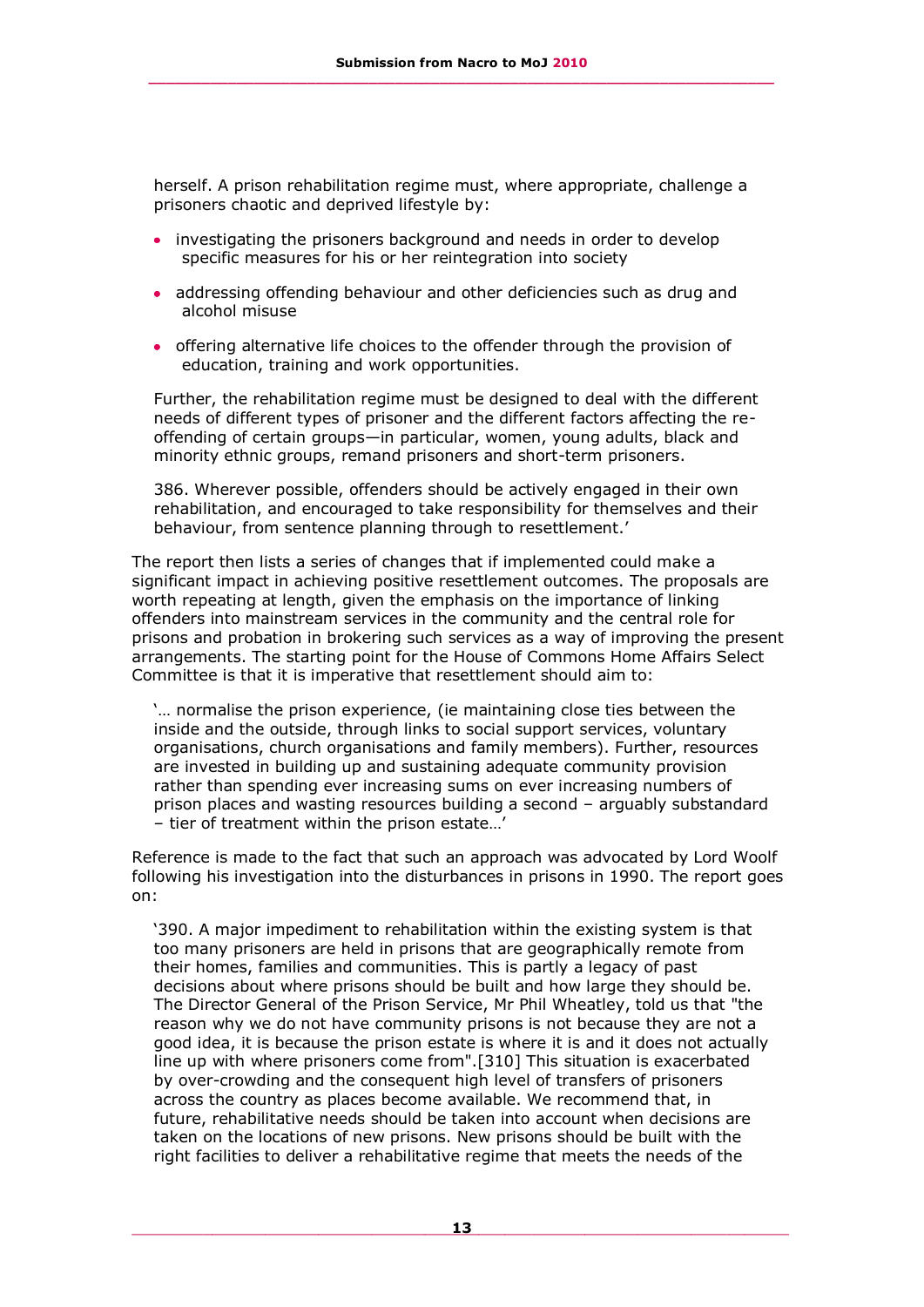herself. A prison rehabilitation regime must, where appropriate, challenge a prisoners chaotic and deprived lifestyle by:

- investigating the prisoners background and needs in order to develop specific measures for his or her reintegration into society
- addressing offending behaviour and other deficiencies such as drug and alcohol misuse
- offering alternative life choices to the offender through the provision of education, training and work opportunities.

Further, the rehabilitation regime must be designed to deal with the different needs of different types of prisoner and the different factors affecting the re-offending of certain groups—in particular, women, young adults, black and minority ethnic groups, remand prisoners and short-term prisoners.

386. Wherever possible, offenders should be actively engaged in their own rehabilitation, and encouraged to take responsibility for themselves and their behaviour, from sentence planning through to resettlement.'

The report then lists a series of changes that if implemented could make a significant impact in achieving positive resettlement outcomes. The proposals are worth repeating at length, given the emphasis on the importance of linking offenders into mainstream services in the community and the central role for prisons and probation in brokering such services as a way of improving the present arrangements. The starting point for the House of Commons Home Affairs Select Committee is that it is imperative that resettlement should aim to:

'… normalise the prison experience, (ie maintaining close ties between the inside and the outside, through links to social support services, voluntary organisations, church organisations and family members). Further, resources are invested in building up and sustaining adequate community provision rather than spending ever increasing sums on ever increasing numbers of prison places and wasting resources building a second – arguably substandard – tier of treatment within the prison estate…'

Reference is made to the fact that such an approach was advocated by Lord Woolf following his investigation into the disturbances in prisons in 1990. The report goes on:

'390. A major impediment to rehabilitation within the existing system is that too many prisoners are held in prisons that are geographically remote from their homes, families and communities. This is partly a legacy of past decisions about where prisons should be built and how large they should be. The Director General of the Prison Service, Mr Phil Wheatley, told us that "the reason why we do not have community prisons is not because they are not a good idea, it is because the prison estate is where it is and it does not actually line up with where prisoners come from".[310] This situation is exacerbated by over-crowding and the consequent high level of transfers of prisoners across the country as places become available. We recommend that, in future, rehabilitative needs should be taken into account when decisions are taken on the locations of new prisons. New prisons should be built with the right facilities to deliver a rehabilitative regime that meets the needs of the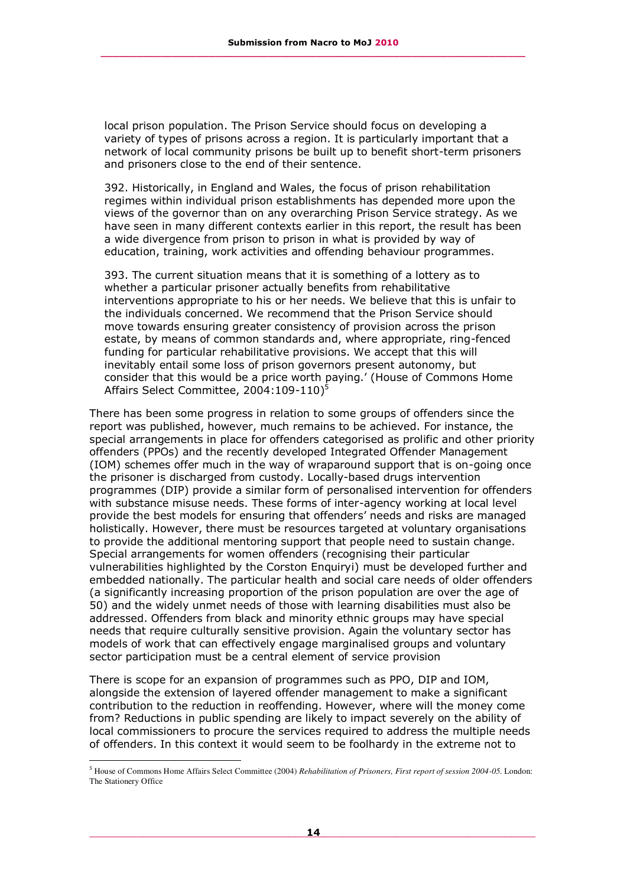local prison population. The Prison Service should focus on developing a variety of types of prisons across a region. It is particularly important that a network of local community prisons be built up to benefit short-term prisoners and prisoners close to the end of their sentence.

392. Historically, in England and Wales, the focus of prison rehabilitation regimes within individual prison establishments has depended more upon the views of the governor than on any overarching Prison Service strategy. As we have seen in many different contexts earlier in this report, the result has been a wide divergence from prison to prison in what is provided by way of education, training, work activities and offending behaviour programmes.

393. The current situation means that it is something of a lottery as to whether a particular prisoner actually benefits from rehabilitative interventions appropriate to his or her needs. We believe that this is unfair to the individuals concerned. We recommend that the Prison Service should move towards ensuring greater consistency of provision across the prison estate, by means of common standards and, where appropriate, ring-fenced funding for particular rehabilitative provisions. We accept that this will inevitably entail some loss of prison governors present autonomy, but consider that this would be a price worth paying.' (House of Commons Home Affairs Select Committee, 2004:109-110)[5]

There has been some progress in relation to some groups of offenders since the report was published, however, much remains to be achieved. For instance, the special arrangements in place for offenders categorised as prolific and other priority offenders (PPOs) and the recently developed Integrated Offender Management (IOM) schemes offer much in the way of wraparound support that is on-going once the prisoner is discharged from custody. Locally-based drugs intervention programmes (DIP) provide a similar form of personalised intervention for offenders with substance misuse needs. These forms of inter-agency working at local level provide the best models for ensuring that offenders' needs and risks are managed holistically. However, there must be resources targeted at voluntary organisations to provide the additional mentoring support that people need to sustain change. Special arrangements for women offenders (recognising their particular vulnerabilities highlighted by the Corston Enquiryi) must be developed further and embedded nationally. The particular health and social care needs of older offenders (a significantly increasing proportion of the prison population are over the age of 50) and the widely unmet needs of those with learning disabilities must also be addressed. Offenders from black and minority ethnic groups may have special needs that require culturally sensitive provision. Again the voluntary sector has models of work that can effectively engage marginalised groups and voluntary sector participation must be a central element of service provision

There is scope for an expansion of programmes such as PPO, DIP and IOM, alongside the extension of layered offender management to make a significant contribution to the reduction in reoffending. However, where will the money come from? Reductions in public spending are likely to impact severely on the ability of local commissioners to procure the services required to address the multiple needs of offenders. In this context it would seem to be foolhardy in the extreme not to

[5] House of Commons Home Affairs Select Committee (2004) *Rehabilitation of Prisoners, First report of session 2004-05*. London: The Stationery Office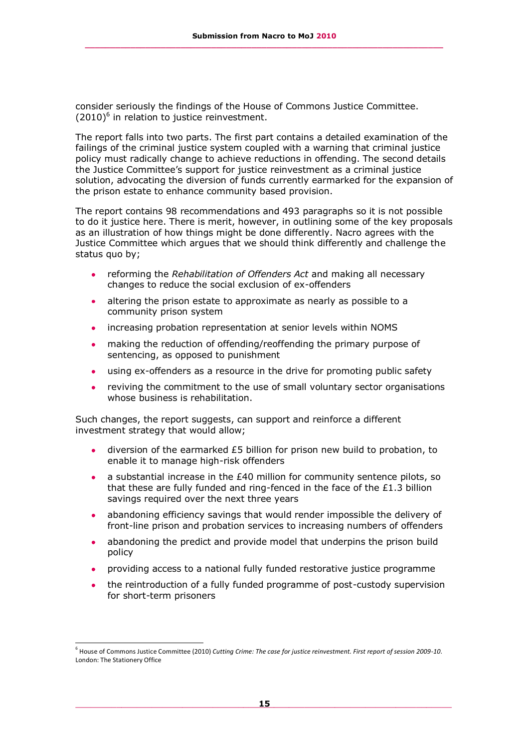consider seriously the findings of the House of Commons Justice Committee. (2010)[6] in relation to justice reinvestment.

The report falls into two parts. The first part contains a detailed examination of the failings of the criminal justice system coupled with a warning that criminal justice policy must radically change to achieve reductions in offending. The second details the Justice Committee's support for justice reinvestment as a criminal justice solution, advocating the diversion of funds currently earmarked for the expansion of the prison estate to enhance community based provision.

The report contains 98 recommendations and 493 paragraphs so it is not possible to do it justice here. There is merit, however, in outlining some of the key proposals as an illustration of how things might be done differently. Nacro agrees with the Justice Committee which argues that we should think differently and challenge the status quo by;

- reforming the *Rehabilitation of Offenders Act* and making all necessary changes to reduce the social exclusion of ex-offenders
- altering the prison estate to approximate as nearly as possible to a community prison system
- increasing probation representation at senior levels within NOMS
- making the reduction of offending/reoffending the primary purpose of sentencing, as opposed to punishment
- using ex-offenders as a resource in the drive for promoting public safety
- reviving the commitment to the use of small voluntary sector organisations whose business is rehabilitation.

Such changes, the report suggests, can support and reinforce a different investment strategy that would allow;

- diversion of the earmarked £5 billion for prison new build to probation, to enable it to manage high-risk offenders
- a substantial increase in the £40 million for community sentence pilots, so that these are fully funded and ring-fenced in the face of the £1.3 billion savings required over the next three years
- abandoning efficiency savings that would render impossible the delivery of front-line prison and probation services to increasing numbers of offenders
- abandoning the predict and provide model that underpins the prison build policy
- providing access to a national fully funded restorative justice programme
- the reintroduction of a fully funded programme of post-custody supervision for short-term prisoners

[6] House of Commons Justice Committee (2010) *Cutting Crime: The case for justice reinvestment. First report of session 2009-10*. London: The Stationery Office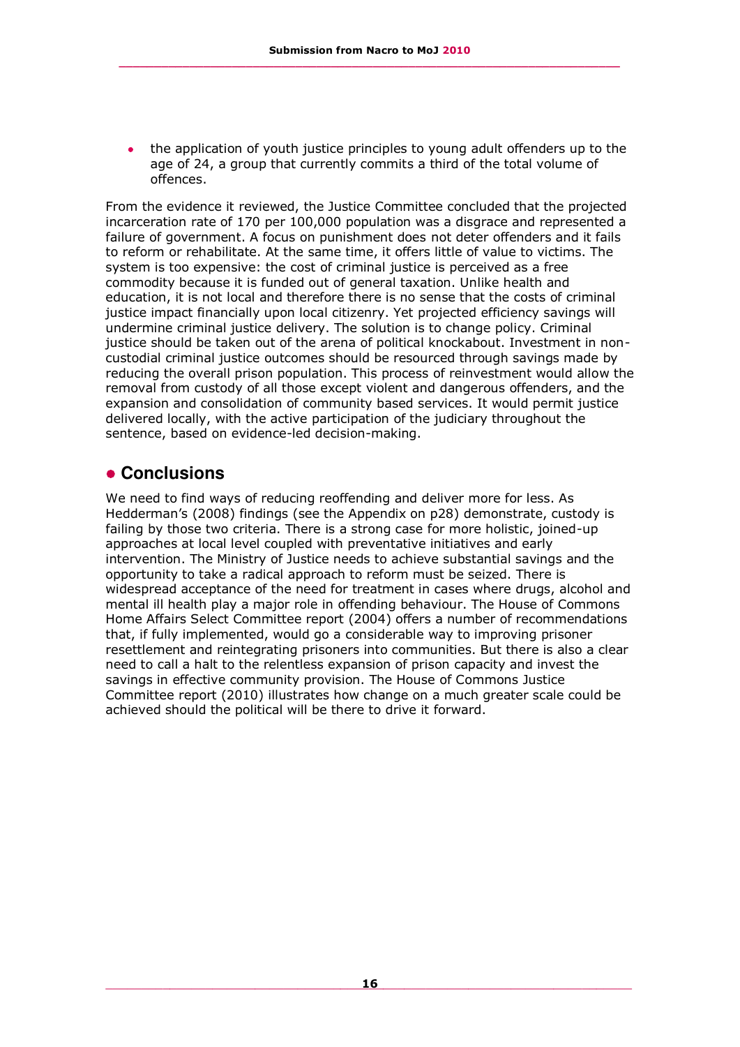- the application of youth justice principles to young adult offenders up to the age of 24, a group that currently commits a third of the total volume of offences.

From the evidence it reviewed, the Justice Committee concluded that the projected incarceration rate of 170 per 100,000 population was a disgrace and represented a failure of government. A focus on punishment does not deter offenders and it fails to reform or rehabilitate. At the same time, it offers little of value to victims. The system is too expensive: the cost of criminal justice is perceived as a free commodity because it is funded out of general taxation. Unlike health and education, it is not local and therefore there is no sense that the costs of criminal justice impact financially upon local citizenry. Yet projected efficiency savings will undermine criminal justice delivery. The solution is to change policy. Criminal justice should be taken out of the arena of political knockabout. Investment in non-custodial criminal justice outcomes should be resourced through savings made by reducing the overall prison population. This process of reinvestment would allow the removal from custody of all those except violent and dangerous offenders, and the expansion and consolidation of community based services. It would permit justice delivered locally, with the active participation of the judiciary throughout the sentence, based on evidence-led decision-making.

## Conclusions

We need to find ways of reducing reoffending and deliver more for less. As Hedderman's (2008) findings (see the Appendix on p28) demonstrate, custody is failing by those two criteria. There is a strong case for more holistic, joined-up approaches at local level coupled with preventative initiatives and early intervention. The Ministry of Justice needs to achieve substantial savings and the opportunity to take a radical approach to reform must be seized. There is widespread acceptance of the need for treatment in cases where drugs, alcohol and mental ill health play a major role in offending behaviour. The House of Commons Home Affairs Select Committee report (2004) offers a number of recommendations that, if fully implemented, would go a considerable way to improving prisoner resettlement and reintegrating prisoners into communities. But there is also a clear need to call a halt to the relentless expansion of prison capacity and invest the savings in effective community provision. The House of Commons Justice Committee report (2010) illustrates how change on a much greater scale could be achieved should the political will be there to drive it forward.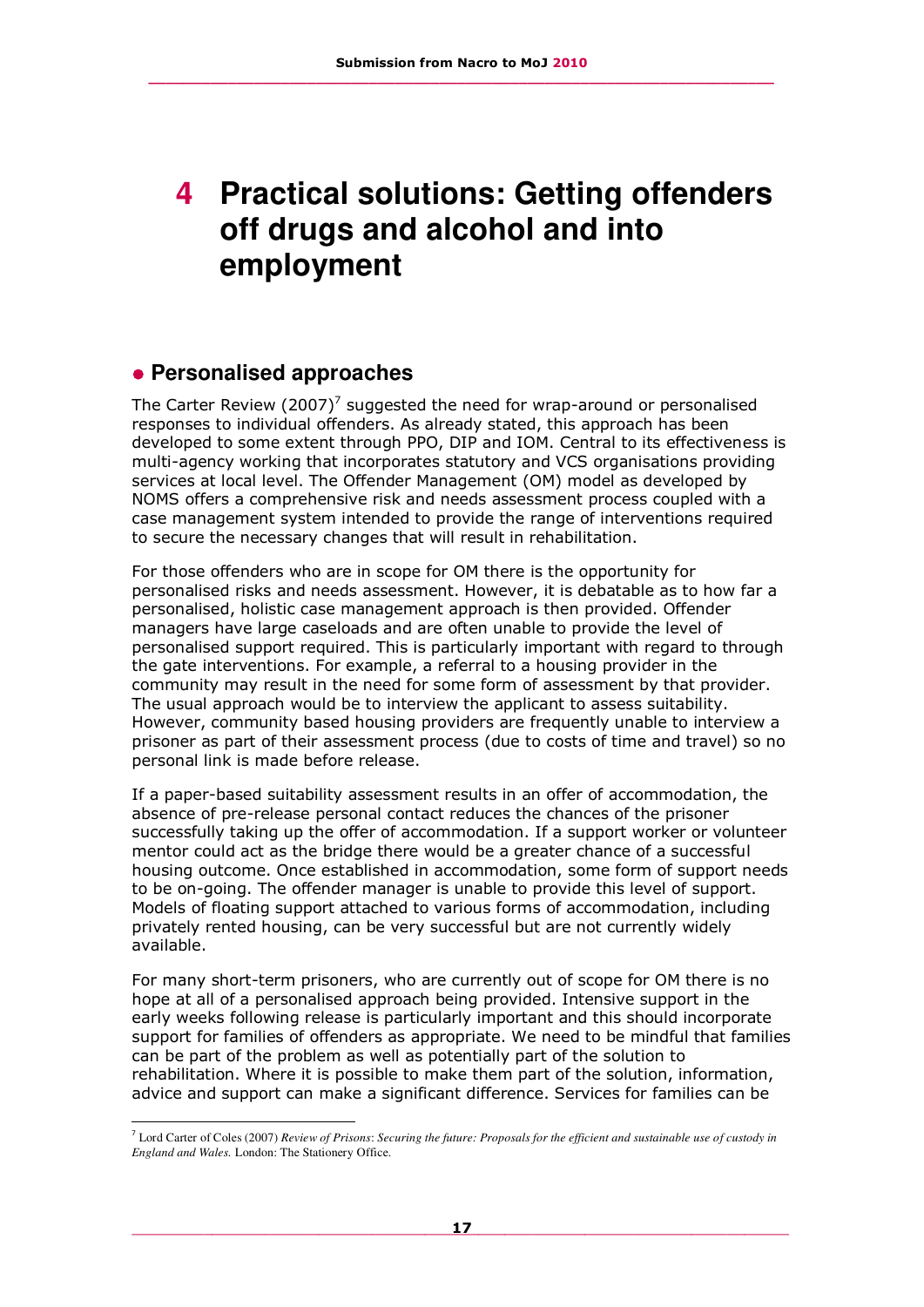# 4 Practical solutions: Getting offenders off drugs and alcohol and into employment

## Personalised approaches

The Carter Review (2007)[7] suggested the need for wrap-around or personalised responses to individual offenders. As already stated, this approach has been developed to some extent through PPO, DIP and IOM. Central to its effectiveness is multi-agency working that incorporates statutory and VCS organisations providing services at local level. The Offender Management (OM) model as developed by NOMS offers a comprehensive risk and needs assessment process coupled with a case management system intended to provide the range of interventions required to secure the necessary changes that will result in rehabilitation.

For those offenders who are in scope for OM there is the opportunity for personalised risks and needs assessment. However, it is debatable as to how far a personalised, holistic case management approach is then provided. Offender managers have large caseloads and are often unable to provide the level of personalised support required. This is particularly important with regard to through the gate interventions. For example, a referral to a housing provider in the community may result in the need for some form of assessment by that provider. The usual approach would be to interview the applicant to assess suitability. However, community based housing providers are frequently unable to interview a prisoner as part of their assessment process (due to costs of time and travel) so no personal link is made before release.

If a paper-based suitability assessment results in an offer of accommodation, the absence of pre-release personal contact reduces the chances of the prisoner successfully taking up the offer of accommodation. If a support worker or volunteer mentor could act as the bridge there would be a greater chance of a successful housing outcome. Once established in accommodation, some form of support needs to be on-going. The offender manager is unable to provide this level of support. Models of floating support attached to various forms of accommodation, including privately rented housing, can be very successful but are not currently widely available.

For many short-term prisoners, who are currently out of scope for OM there is no hope at all of a personalised approach being provided. Intensive support in the early weeks following release is particularly important and this should incorporate support for families of offenders as appropriate. We need to be mindful that families can be part of the problem as well as potentially part of the solution to rehabilitation. Where it is possible to make them part of the solution, information, advice and support can make a significant difference. Services for families can be

[7] Lord Carter of Coles (2007) *Review of Prisons: Securing the future: Proposals for the efficient and sustainable use of custody in England and Wales.* London: The Stationery Office.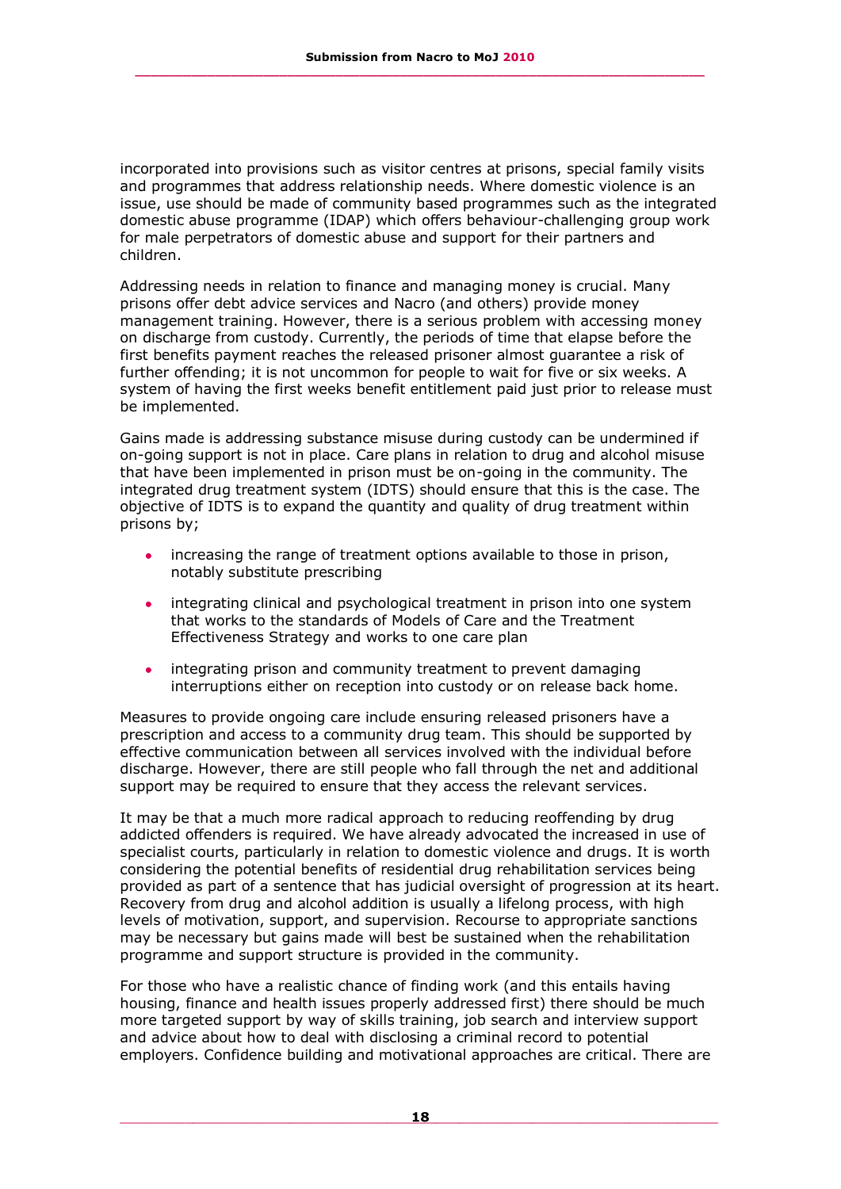incorporated into provisions such as visitor centres at prisons, special family visits and programmes that address relationship needs. Where domestic violence is an issue, use should be made of community based programmes such as the integrated domestic abuse programme (IDAP) which offers behaviour-challenging group work for male perpetrators of domestic abuse and support for their partners and children.

Addressing needs in relation to finance and managing money is crucial. Many prisons offer debt advice services and Nacro (and others) provide money management training. However, there is a serious problem with accessing money on discharge from custody. Currently, the periods of time that elapse before the first benefits payment reaches the released prisoner almost guarantee a risk of further offending; it is not uncommon for people to wait for five or six weeks. A system of having the first weeks benefit entitlement paid just prior to release must be implemented.

Gains made is addressing substance misuse during custody can be undermined if on-going support is not in place. Care plans in relation to drug and alcohol misuse that have been implemented in prison must be on-going in the community. The integrated drug treatment system (IDTS) should ensure that this is the case. The objective of IDTS is to expand the quantity and quality of drug treatment within prisons by;

- increasing the range of treatment options available to those in prison, notably substitute prescribing
- integrating clinical and psychological treatment in prison into one system that works to the standards of Models of Care and the Treatment Effectiveness Strategy and works to one care plan
- integrating prison and community treatment to prevent damaging interruptions either on reception into custody or on release back home.

Measures to provide ongoing care include ensuring released prisoners have a prescription and access to a community drug team. This should be supported by effective communication between all services involved with the individual before discharge. However, there are still people who fall through the net and additional support may be required to ensure that they access the relevant services.

It may be that a much more radical approach to reducing reoffending by drug addicted offenders is required. We have already advocated the increased in use of specialist courts, particularly in relation to domestic violence and drugs. It is worth considering the potential benefits of residential drug rehabilitation services being provided as part of a sentence that has judicial oversight of progression at its heart. Recovery from drug and alcohol addition is usually a lifelong process, with high levels of motivation, support, and supervision. Recourse to appropriate sanctions may be necessary but gains made will best be sustained when the rehabilitation programme and support structure is provided in the community.

For those who have a realistic chance of finding work (and this entails having housing, finance and health issues properly addressed first) there should be much more targeted support by way of skills training, job search and interview support and advice about how to deal with disclosing a criminal record to potential employers. Confidence building and motivational approaches are critical. There are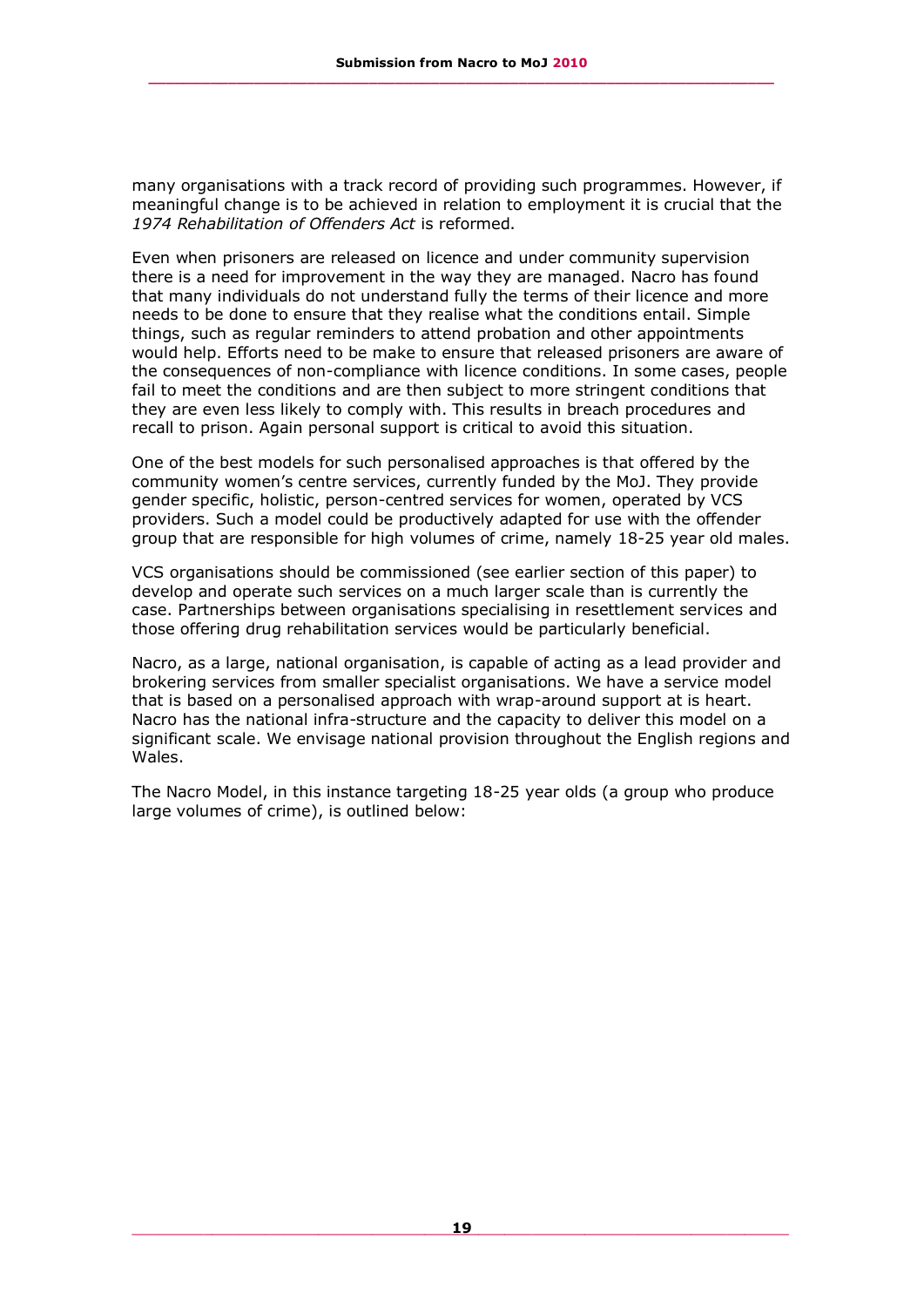many organisations with a track record of providing such programmes. However, if meaningful change is to be achieved in relation to employment it is crucial that the *1974 Rehabilitation of Offenders Act* is reformed.

Even when prisoners are released on licence and under community supervision there is a need for improvement in the way they are managed. Nacro has found that many individuals do not understand fully the terms of their licence and more needs to be done to ensure that they realise what the conditions entail. Simple things, such as regular reminders to attend probation and other appointments would help. Efforts need to be make to ensure that released prisoners are aware of the consequences of non-compliance with licence conditions. In some cases, people fail to meet the conditions and are then subject to more stringent conditions that they are even less likely to comply with. This results in breach procedures and recall to prison. Again personal support is critical to avoid this situation.

One of the best models for such personalised approaches is that offered by the community women's centre services, currently funded by the MoJ. They provide gender specific, holistic, person-centred services for women, operated by VCS providers. Such a model could be productively adapted for use with the offender group that are responsible for high volumes of crime, namely 18-25 year old males.

VCS organisations should be commissioned (see earlier section of this paper) to develop and operate such services on a much larger scale than is currently the case. Partnerships between organisations specialising in resettlement services and those offering drug rehabilitation services would be particularly beneficial.

Nacro, as a large, national organisation, is capable of acting as a lead provider and brokering services from smaller specialist organisations. We have a service model that is based on a personalised approach with wrap-around support at is heart. Nacro has the national infra-structure and the capacity to deliver this model on a significant scale. We envisage national provision throughout the English regions and Wales.

The Nacro Model, in this instance targeting 18-25 year olds (a group who produce large volumes of crime), is outlined below: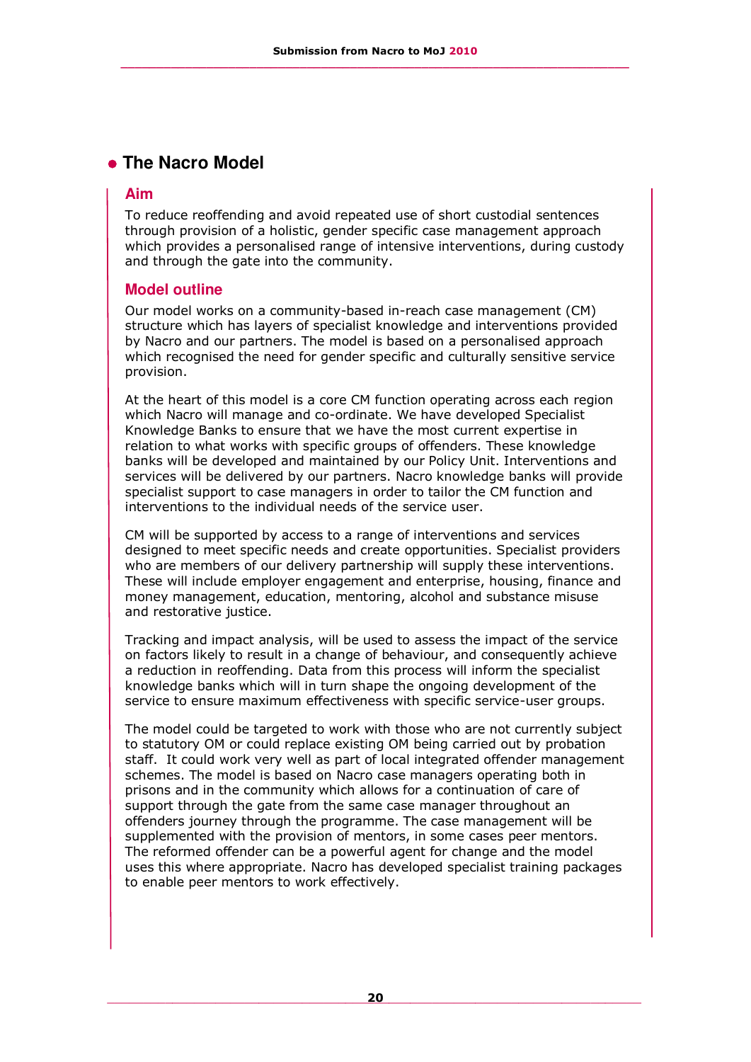## The Nacro Model

### Aim

To reduce reoffending and avoid repeated use of short custodial sentences through provision of a holistic, gender specific case management approach which provides a personalised range of intensive interventions, during custody and through the gate into the community.

### Model outline

Our model works on a community-based in-reach case management (CM) structure which has layers of specialist knowledge and interventions provided by Nacro and our partners. The model is based on a personalised approach which recognised the need for gender specific and culturally sensitive service provision.

At the heart of this model is a core CM function operating across each region which Nacro will manage and co-ordinate. We have developed Specialist Knowledge Banks to ensure that we have the most current expertise in relation to what works with specific groups of offenders. These knowledge banks will be developed and maintained by our Policy Unit. Interventions and services will be delivered by our partners. Nacro knowledge banks will provide specialist support to case managers in order to tailor the CM function and interventions to the individual needs of the service user.

CM will be supported by access to a range of interventions and services designed to meet specific needs and create opportunities. Specialist providers who are members of our delivery partnership will supply these interventions. These will include employer engagement and enterprise, housing, finance and money management, education, mentoring, alcohol and substance misuse and restorative justice.

Tracking and impact analysis, will be used to assess the impact of the service on factors likely to result in a change of behaviour, and consequently achieve a reduction in reoffending. Data from this process will inform the specialist knowledge banks which will in turn shape the ongoing development of the service to ensure maximum effectiveness with specific service-user groups.

The model could be targeted to work with those who are not currently subject to statutory OM or could replace existing OM being carried out by probation staff. It could work very well as part of local integrated offender management schemes. The model is based on Nacro case managers operating both in prisons and in the community which allows for a continuation of care of support through the gate from the same case manager throughout an offenders journey through the programme. The case management will be supplemented with the provision of mentors, in some cases peer mentors. The reformed offender can be a powerful agent for change and the model uses this where appropriate. Nacro has developed specialist training packages to enable peer mentors to work effectively.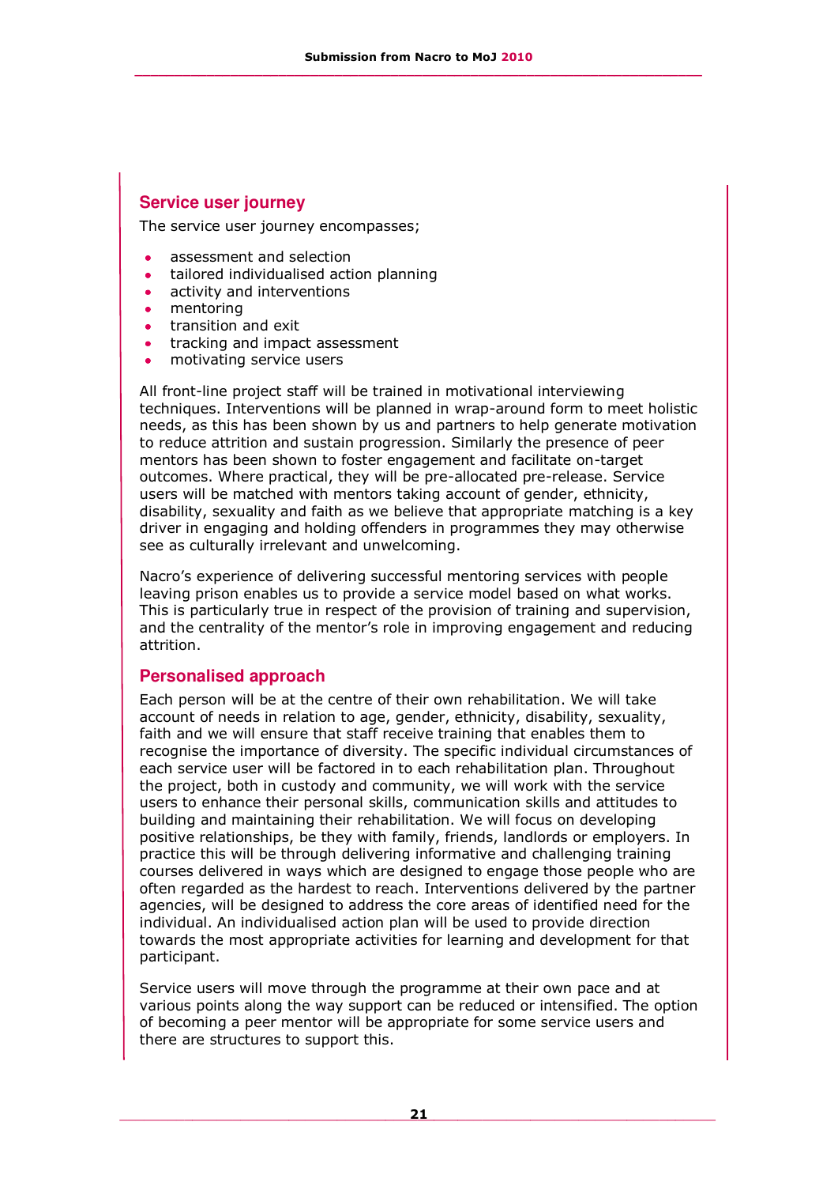## Service user journey

The service user journey encompasses;

- assessment and selection
- tailored individualised action planning
- activity and interventions
- mentoring
- transition and exit
- tracking and impact assessment
- motivating service users

All front-line project staff will be trained in motivational interviewing techniques. Interventions will be planned in wrap-around form to meet holistic needs, as this has been shown by us and partners to help generate motivation to reduce attrition and sustain progression. Similarly the presence of peer mentors has been shown to foster engagement and facilitate on-target outcomes. Where practical, they will be pre-allocated pre-release. Service users will be matched with mentors taking account of gender, ethnicity, disability, sexuality and faith as we believe that appropriate matching is a key driver in engaging and holding offenders in programmes they may otherwise see as culturally irrelevant and unwelcoming.

Nacro's experience of delivering successful mentoring services with people leaving prison enables us to provide a service model based on what works. This is particularly true in respect of the provision of training and supervision, and the centrality of the mentor's role in improving engagement and reducing attrition.

## Personalised approach

Each person will be at the centre of their own rehabilitation. We will take account of needs in relation to age, gender, ethnicity, disability, sexuality, faith and we will ensure that staff receive training that enables them to recognise the importance of diversity. The specific individual circumstances of each service user will be factored in to each rehabilitation plan. Throughout the project, both in custody and community, we will work with the service users to enhance their personal skills, communication skills and attitudes to building and maintaining their rehabilitation. We will focus on developing positive relationships, be they with family, friends, landlords or employers. In practice this will be through delivering informative and challenging training courses delivered in ways which are designed to engage those people who are often regarded as the hardest to reach. Interventions delivered by the partner agencies, will be designed to address the core areas of identified need for the individual. An individualised action plan will be used to provide direction towards the most appropriate activities for learning and development for that participant.

Service users will move through the programme at their own pace and at various points along the way support can be reduced or intensified. The option of becoming a peer mentor will be appropriate for some service users and there are structures to support this.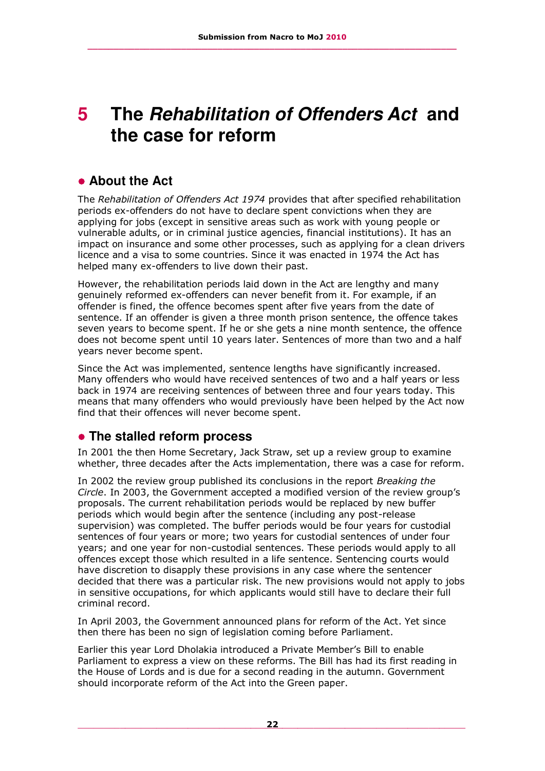# 5 The *Rehabilitation of Offenders Act* and the case for reform

## About the Act

The *Rehabilitation of Offenders Act 1974* provides that after specified rehabilitation periods ex-offenders do not have to declare spent convictions when they are applying for jobs (except in sensitive areas such as work with young people or vulnerable adults, or in criminal justice agencies, financial institutions). It has an impact on insurance and some other processes, such as applying for a clean drivers licence and a visa to some countries. Since it was enacted in 1974 the Act has helped many ex-offenders to live down their past.

However, the rehabilitation periods laid down in the Act are lengthy and many genuinely reformed ex-offenders can never benefit from it. For example, if an offender is fined, the offence becomes spent after five years from the date of sentence. If an offender is given a three month prison sentence, the offence takes seven years to become spent. If he or she gets a nine month sentence, the offence does not become spent until 10 years later. Sentences of more than two and a half years never become spent.

Since the Act was implemented, sentence lengths have significantly increased. Many offenders who would have received sentences of two and a half years or less back in 1974 are receiving sentences of between three and four years today. This means that many offenders who would previously have been helped by the Act now find that their offences will never become spent.

## The stalled reform process

In 2001 the then Home Secretary, Jack Straw, set up a review group to examine whether, three decades after the Acts implementation, there was a case for reform.

In 2002 the review group published its conclusions in the report *Breaking the Circle*. In 2003, the Government accepted a modified version of the review group's proposals. The current rehabilitation periods would be replaced by new buffer periods which would begin after the sentence (including any post-release supervision) was completed. The buffer periods would be four years for custodial sentences of four years or more; two years for custodial sentences of under four years; and one year for non-custodial sentences. These periods would apply to all offences except those which resulted in a life sentence. Sentencing courts would have discretion to disapply these provisions in any case where the sentencer decided that there was a particular risk. The new provisions would not apply to jobs in sensitive occupations, for which applicants would still have to declare their full criminal record.

In April 2003, the Government announced plans for reform of the Act. Yet since then there has been no sign of legislation coming before Parliament.

Earlier this year Lord Dholakia introduced a Private Member's Bill to enable Parliament to express a view on these reforms. The Bill has had its first reading in the House of Lords and is due for a second reading in the autumn. Government should incorporate reform of the Act into the Green paper.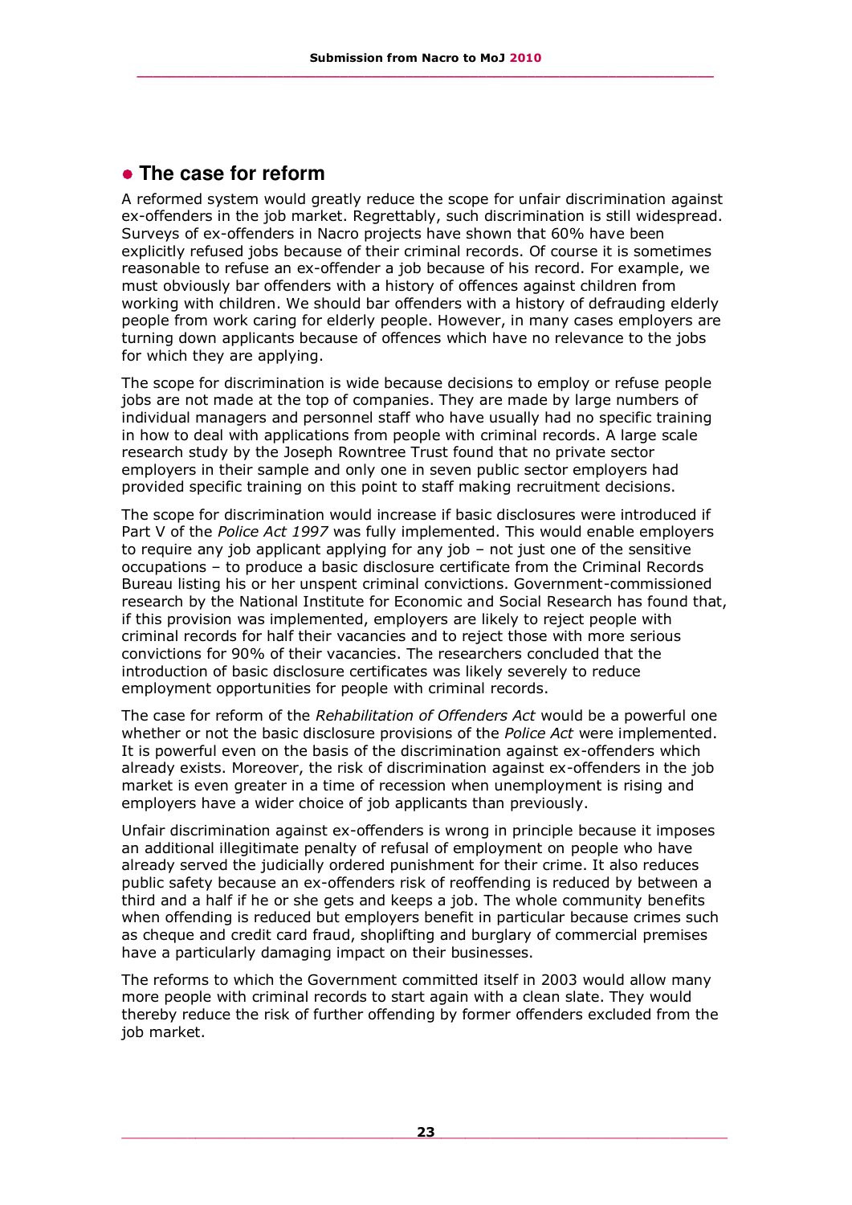## The case for reform

A reformed system would greatly reduce the scope for unfair discrimination against ex-offenders in the job market. Regrettably, such discrimination is still widespread. Surveys of ex-offenders in Nacro projects have shown that 60% have been explicitly refused jobs because of their criminal records. Of course it is sometimes reasonable to refuse an ex-offender a job because of his record. For example, we must obviously bar offenders with a history of offences against children from working with children. We should bar offenders with a history of defrauding elderly people from work caring for elderly people. However, in many cases employers are turning down applicants because of offences which have no relevance to the jobs for which they are applying.

The scope for discrimination is wide because decisions to employ or refuse people jobs are not made at the top of companies. They are made by large numbers of individual managers and personnel staff who have usually had no specific training in how to deal with applications from people with criminal records. A large scale research study by the Joseph Rowntree Trust found that no private sector employers in their sample and only one in seven public sector employers had provided specific training on this point to staff making recruitment decisions.

The scope for discrimination would increase if basic disclosures were introduced if Part V of the *Police Act 1997* was fully implemented. This would enable employers to require any job applicant applying for any job – not just one of the sensitive occupations – to produce a basic disclosure certificate from the Criminal Records Bureau listing his or her unspent criminal convictions. Government-commissioned research by the National Institute for Economic and Social Research has found that, if this provision was implemented, employers are likely to reject people with criminal records for half their vacancies and to reject those with more serious convictions for 90% of their vacancies. The researchers concluded that the introduction of basic disclosure certificates was likely severely to reduce employment opportunities for people with criminal records.

The case for reform of the *Rehabilitation of Offenders Act* would be a powerful one whether or not the basic disclosure provisions of the *Police Act* were implemented. It is powerful even on the basis of the discrimination against ex-offenders which already exists. Moreover, the risk of discrimination against ex-offenders in the job market is even greater in a time of recession when unemployment is rising and employers have a wider choice of job applicants than previously.

Unfair discrimination against ex-offenders is wrong in principle because it imposes an additional illegitimate penalty of refusal of employment on people who have already served the judicially ordered punishment for their crime. It also reduces public safety because an ex-offenders risk of reoffending is reduced by between a third and a half if he or she gets and keeps a job. The whole community benefits when offending is reduced but employers benefit in particular because crimes such as cheque and credit card fraud, shoplifting and burglary of commercial premises have a particularly damaging impact on their businesses.

The reforms to which the Government committed itself in 2003 would allow many more people with criminal records to start again with a clean slate. They would thereby reduce the risk of further offending by former offenders excluded from the job market.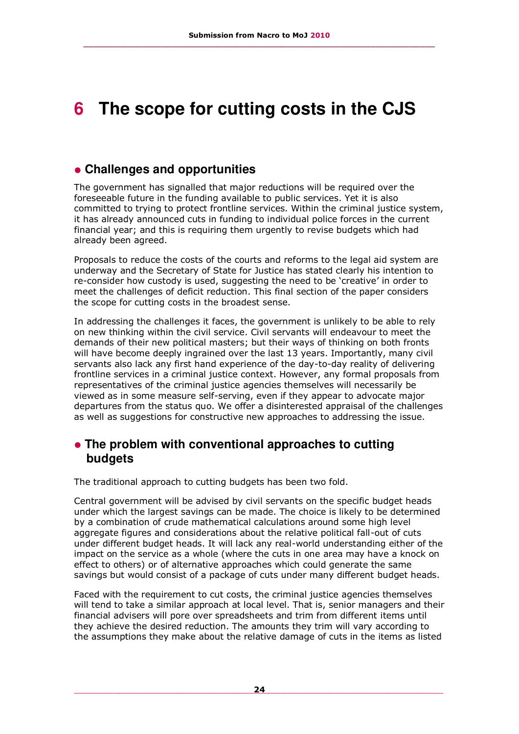# 6 The scope for cutting costs in the CJS

## Challenges and opportunities

The government has signalled that major reductions will be required over the foreseeable future in the funding available to public services. Yet it is also committed to trying to protect frontline services. Within the criminal justice system, it has already announced cuts in funding to individual police forces in the current financial year; and this is requiring them urgently to revise budgets which had already been agreed.

Proposals to reduce the costs of the courts and reforms to the legal aid system are underway and the Secretary of State for Justice has stated clearly his intention to re-consider how custody is used, suggesting the need to be 'creative' in order to meet the challenges of deficit reduction. This final section of the paper considers the scope for cutting costs in the broadest sense.

In addressing the challenges it faces, the government is unlikely to be able to rely on new thinking within the civil service. Civil servants will endeavour to meet the demands of their new political masters; but their ways of thinking on both fronts will have become deeply ingrained over the last 13 years. Importantly, many civil servants also lack any first hand experience of the day-to-day reality of delivering frontline services in a criminal justice context. However, any formal proposals from representatives of the criminal justice agencies themselves will necessarily be viewed as in some measure self-serving, even if they appear to advocate major departures from the status quo. We offer a disinterested appraisal of the challenges as well as suggestions for constructive new approaches to addressing the issue.

## The problem with conventional approaches to cutting budgets

The traditional approach to cutting budgets has been two fold.

Central government will be advised by civil servants on the specific budget heads under which the largest savings can be made. The choice is likely to be determined by a combination of crude mathematical calculations around some high level aggregate figures and considerations about the relative political fall-out of cuts under different budget heads. It will lack any real-world understanding either of the impact on the service as a whole (where the cuts in one area may have a knock on effect to others) or of alternative approaches which could generate the same savings but would consist of a package of cuts under many different budget heads.

Faced with the requirement to cut costs, the criminal justice agencies themselves will tend to take a similar approach at local level. That is, senior managers and their financial advisers will pore over spreadsheets and trim from different items until they achieve the desired reduction. The amounts they trim will vary according to the assumptions they make about the relative damage of cuts in the items as listed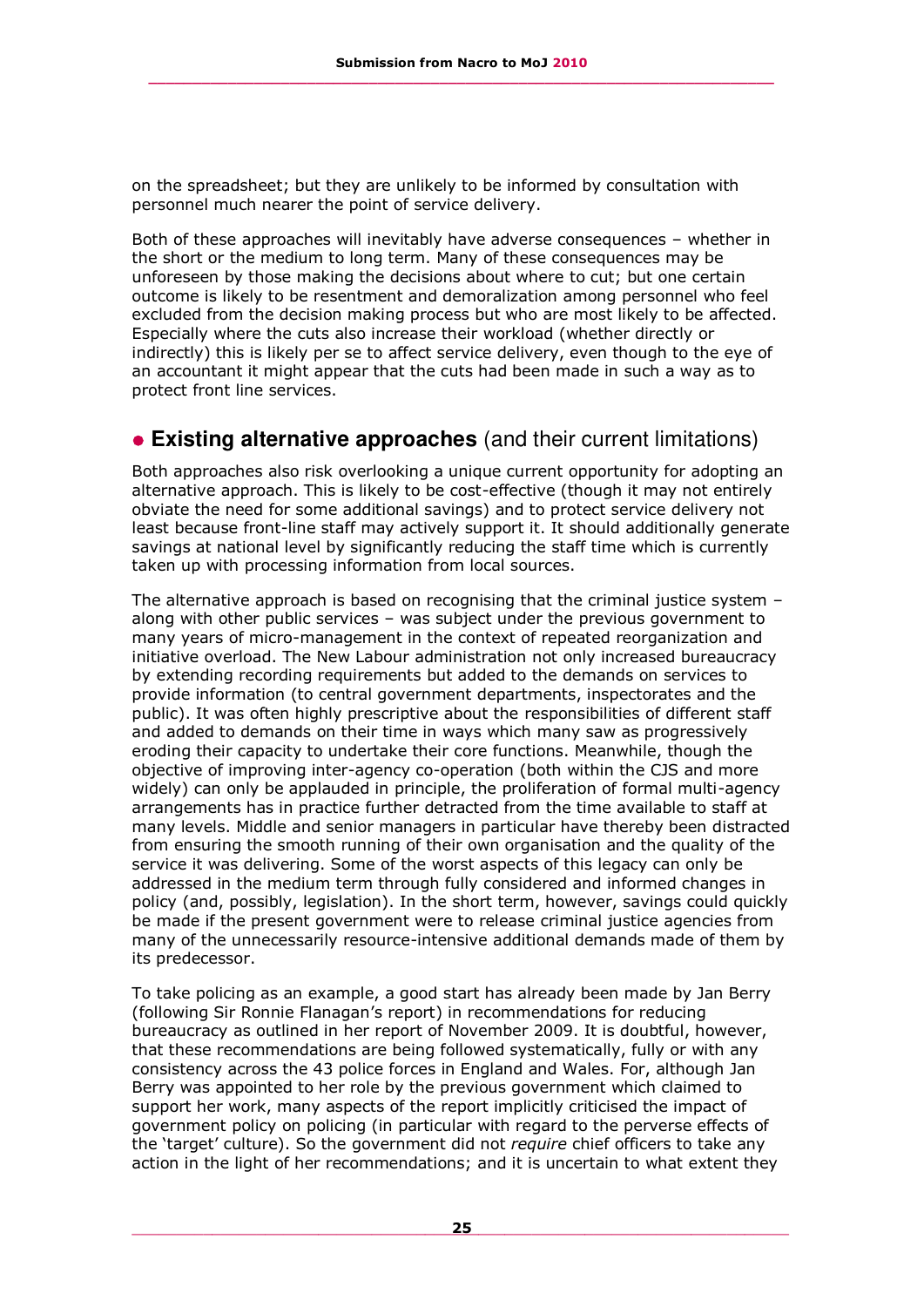on the spreadsheet; but they are unlikely to be informed by consultation with personnel much nearer the point of service delivery.

Both of these approaches will inevitably have adverse consequences – whether in the short or the medium to long term. Many of these consequences may be unforeseen by those making the decisions about where to cut; but one certain outcome is likely to be resentment and demoralization among personnel who feel excluded from the decision making process but who are most likely to be affected. Especially where the cuts also increase their workload (whether directly or indirectly) this is likely per se to affect service delivery, even though to the eye of an accountant it might appear that the cuts had been made in such a way as to protect front line services.

## **Existing alternative approaches** (and their current limitations)

Both approaches also risk overlooking a unique current opportunity for adopting an alternative approach. This is likely to be cost-effective (though it may not entirely obviate the need for some additional savings) and to protect service delivery not least because front-line staff may actively support it. It should additionally generate savings at national level by significantly reducing the staff time which is currently taken up with processing information from local sources.

The alternative approach is based on recognising that the criminal justice system – along with other public services – was subject under the previous government to many years of micro-management in the context of repeated reorganization and initiative overload. The New Labour administration not only increased bureaucracy by extending recording requirements but added to the demands on services to provide information (to central government departments, inspectorates and the public). It was often highly prescriptive about the responsibilities of different staff and added to demands on their time in ways which many saw as progressively eroding their capacity to undertake their core functions. Meanwhile, though the objective of improving inter-agency co-operation (both within the CJS and more widely) can only be applauded in principle, the proliferation of formal multi-agency arrangements has in practice further detracted from the time available to staff at many levels. Middle and senior managers in particular have thereby been distracted from ensuring the smooth running of their own organisation and the quality of the service it was delivering. Some of the worst aspects of this legacy can only be addressed in the medium term through fully considered and informed changes in policy (and, possibly, legislation). In the short term, however, savings could quickly be made if the present government were to release criminal justice agencies from many of the unnecessarily resource-intensive additional demands made of them by its predecessor.

To take policing as an example, a good start has already been made by Jan Berry (following Sir Ronnie Flanagan's report) in recommendations for reducing bureaucracy as outlined in her report of November 2009. It is doubtful, however, that these recommendations are being followed systematically, fully or with any consistency across the 43 police forces in England and Wales. For, although Jan Berry was appointed to her role by the previous government which claimed to support her work, many aspects of the report implicitly criticised the impact of government policy on policing (in particular with regard to the perverse effects of the 'target' culture). So the government did not *require* chief officers to take any action in the light of her recommendations; and it is uncertain to what extent they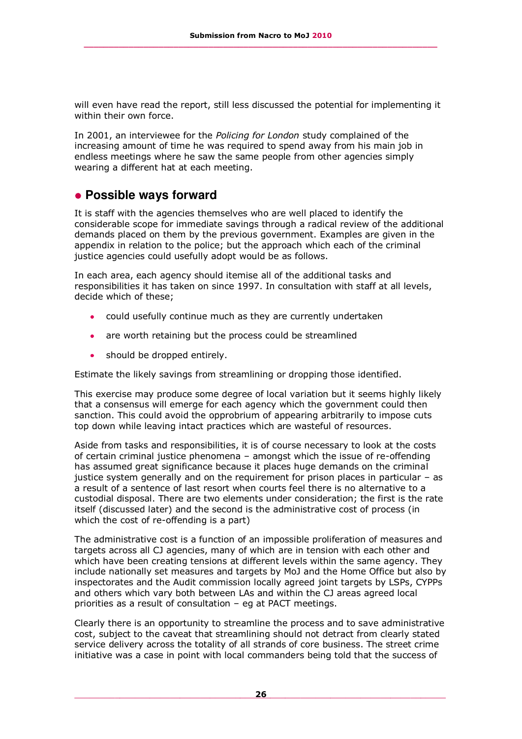will even have read the report, still less discussed the potential for implementing it within their own force.

In 2001, an interviewee for the *Policing for London* study complained of the increasing amount of time he was required to spend away from his main job in endless meetings where he saw the same people from other agencies simply wearing a different hat at each meeting.

## Possible ways forward

It is staff with the agencies themselves who are well placed to identify the considerable scope for immediate savings through a radical review of the additional demands placed on them by the previous government. Examples are given in the appendix in relation to the police; but the approach which each of the criminal justice agencies could usefully adopt would be as follows.

In each area, each agency should itemise all of the additional tasks and responsibilities it has taken on since 1997. In consultation with staff at all levels, decide which of these;

- could usefully continue much as they are currently undertaken
- are worth retaining but the process could be streamlined
- should be dropped entirely.

Estimate the likely savings from streamlining or dropping those identified.

This exercise may produce some degree of local variation but it seems highly likely that a consensus will emerge for each agency which the government could then sanction. This could avoid the opprobrium of appearing arbitrarily to impose cuts top down while leaving intact practices which are wasteful of resources.

Aside from tasks and responsibilities, it is of course necessary to look at the costs of certain criminal justice phenomena – amongst which the issue of re-offending has assumed great significance because it places huge demands on the criminal justice system generally and on the requirement for prison places in particular – as a result of a sentence of last resort when courts feel there is no alternative to a custodial disposal. There are two elements under consideration; the first is the rate itself (discussed later) and the second is the administrative cost of process (in which the cost of re-offending is a part)

The administrative cost is a function of an impossible proliferation of measures and targets across all CJ agencies, many of which are in tension with each other and which have been creating tensions at different levels within the same agency. They include nationally set measures and targets by MoJ and the Home Office but also by inspectorates and the Audit commission locally agreed joint targets by LSPs, CYPPs and others which vary both between LAs and within the CJ areas agreed local priorities as a result of consultation – eg at PACT meetings.

Clearly there is an opportunity to streamline the process and to save administrative cost, subject to the caveat that streamlining should not detract from clearly stated service delivery across the totality of all strands of core business. The street crime initiative was a case in point with local commanders being told that the success of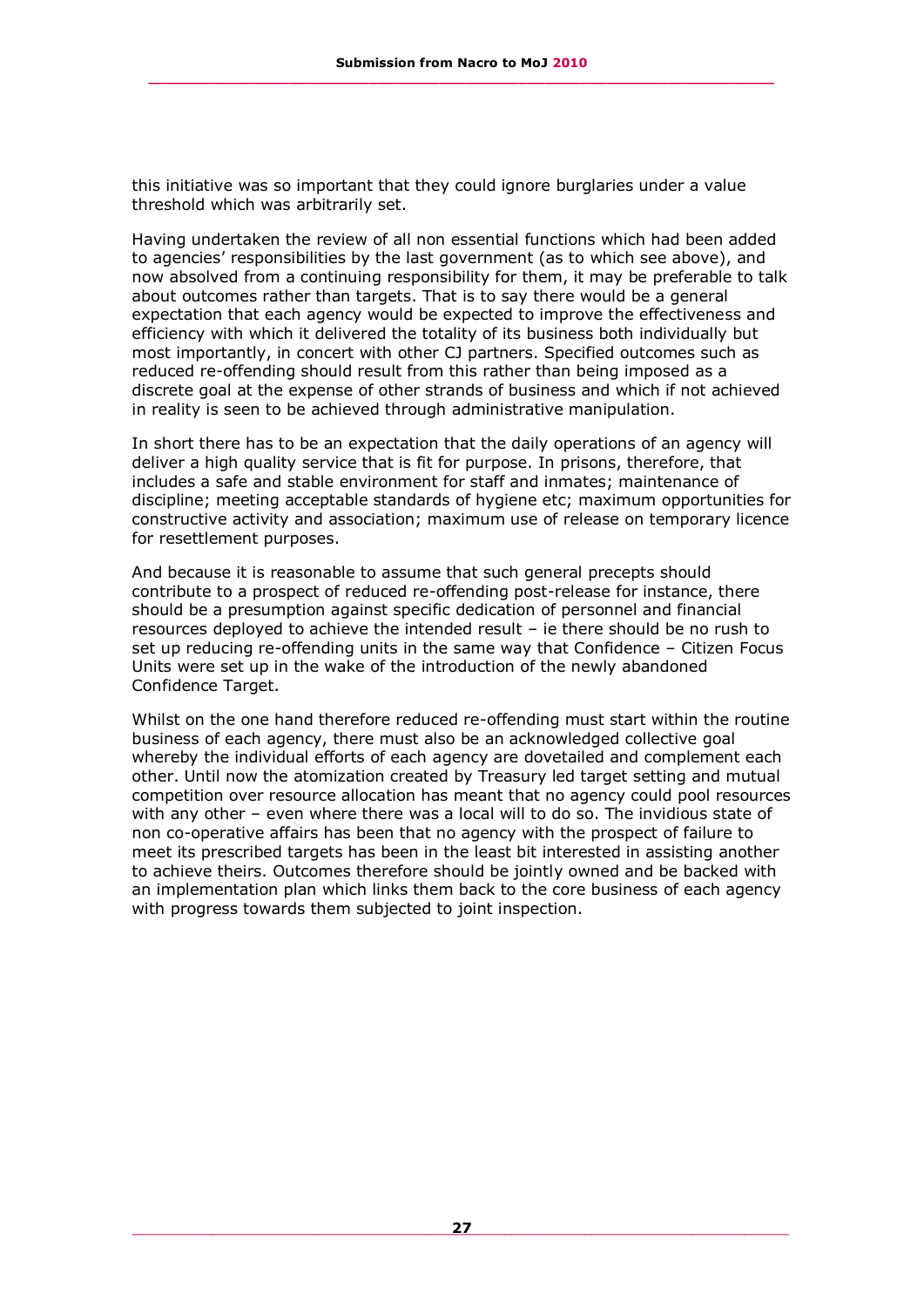this initiative was so important that they could ignore burglaries under a value threshold which was arbitrarily set.

Having undertaken the review of all non essential functions which had been added to agencies' responsibilities by the last government (as to which see above), and now absolved from a continuing responsibility for them, it may be preferable to talk about outcomes rather than targets. That is to say there would be a general expectation that each agency would be expected to improve the effectiveness and efficiency with which it delivered the totality of its business both individually but most importantly, in concert with other CJ partners. Specified outcomes such as reduced re-offending should result from this rather than being imposed as a discrete goal at the expense of other strands of business and which if not achieved in reality is seen to be achieved through administrative manipulation.

In short there has to be an expectation that the daily operations of an agency will deliver a high quality service that is fit for purpose. In prisons, therefore, that includes a safe and stable environment for staff and inmates; maintenance of discipline; meeting acceptable standards of hygiene etc; maximum opportunities for constructive activity and association; maximum use of release on temporary licence for resettlement purposes.

And because it is reasonable to assume that such general precepts should contribute to a prospect of reduced re-offending post-release for instance, there should be a presumption against specific dedication of personnel and financial resources deployed to achieve the intended result – ie there should be no rush to set up reducing re-offending units in the same way that Confidence – Citizen Focus Units were set up in the wake of the introduction of the newly abandoned Confidence Target.

Whilst on the one hand therefore reduced re-offending must start within the routine business of each agency, there must also be an acknowledged collective goal whereby the individual efforts of each agency are dovetailed and complement each other. Until now the atomization created by Treasury led target setting and mutual competition over resource allocation has meant that no agency could pool resources with any other – even where there was a local will to do so. The invidious state of non co-operative affairs has been that no agency with the prospect of failure to meet its prescribed targets has been in the least bit interested in assisting another to achieve theirs. Outcomes therefore should be jointly owned and be backed with an implementation plan which links them back to the core business of each agency with progress towards them subjected to joint inspection.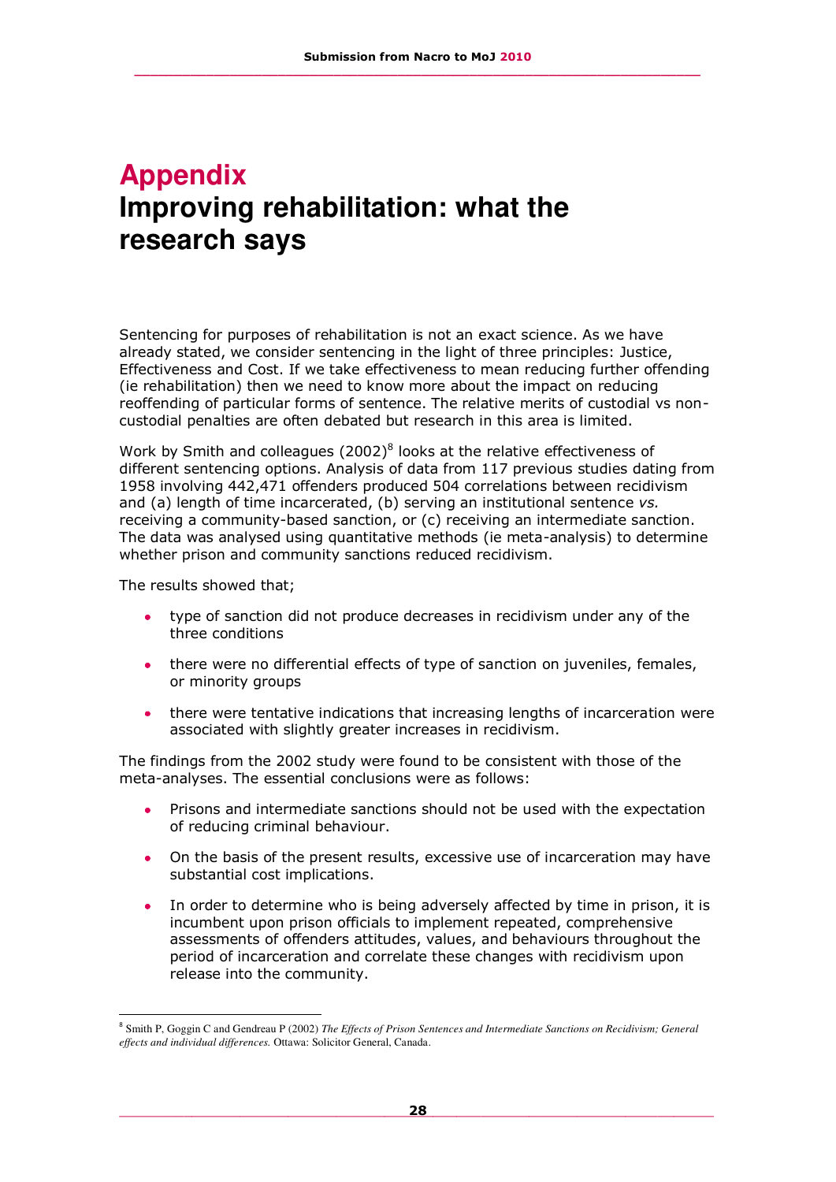# Appendix
# Improving rehabilitation: what the research says

Sentencing for purposes of rehabilitation is not an exact science. As we have already stated, we consider sentencing in the light of three principles: Justice, Effectiveness and Cost. If we take effectiveness to mean reducing further offending (ie rehabilitation) then we need to know more about the impact on reducing reoffending of particular forms of sentence. The relative merits of custodial vs non-custodial penalties are often debated but research in this area is limited.

Work by Smith and colleagues (2002)[8] looks at the relative effectiveness of different sentencing options. Analysis of data from 117 previous studies dating from 1958 involving 442,471 offenders produced 504 correlations between recidivism and (a) length of time incarcerated, (b) serving an institutional sentence *vs.* receiving a community-based sanction, or (c) receiving an intermediate sanction. The data was analysed using quantitative methods (ie meta-analysis) to determine whether prison and community sanctions reduced recidivism.

The results showed that;

- type of sanction did not produce decreases in recidivism under any of the three conditions
- there were no differential effects of type of sanction on juveniles, females, or minority groups
- there were tentative indications that increasing lengths of incarceration were associated with slightly greater increases in recidivism.

The findings from the 2002 study were found to be consistent with those of the meta-analyses. The essential conclusions were as follows:

- Prisons and intermediate sanctions should not be used with the expectation of reducing criminal behaviour.
- On the basis of the present results, excessive use of incarceration may have substantial cost implications.
- In order to determine who is being adversely affected by time in prison, it is incumbent upon prison officials to implement repeated, comprehensive assessments of offenders attitudes, values, and behaviours throughout the period of incarceration and correlate these changes with recidivism upon release into the community.

[8] Smith P, Goggin C and Gendreau P (2002) *The Effects of Prison Sentences and Intermediate Sanctions on Recidivism; General effects and individual differences.* Ottawa: Solicitor General, Canada.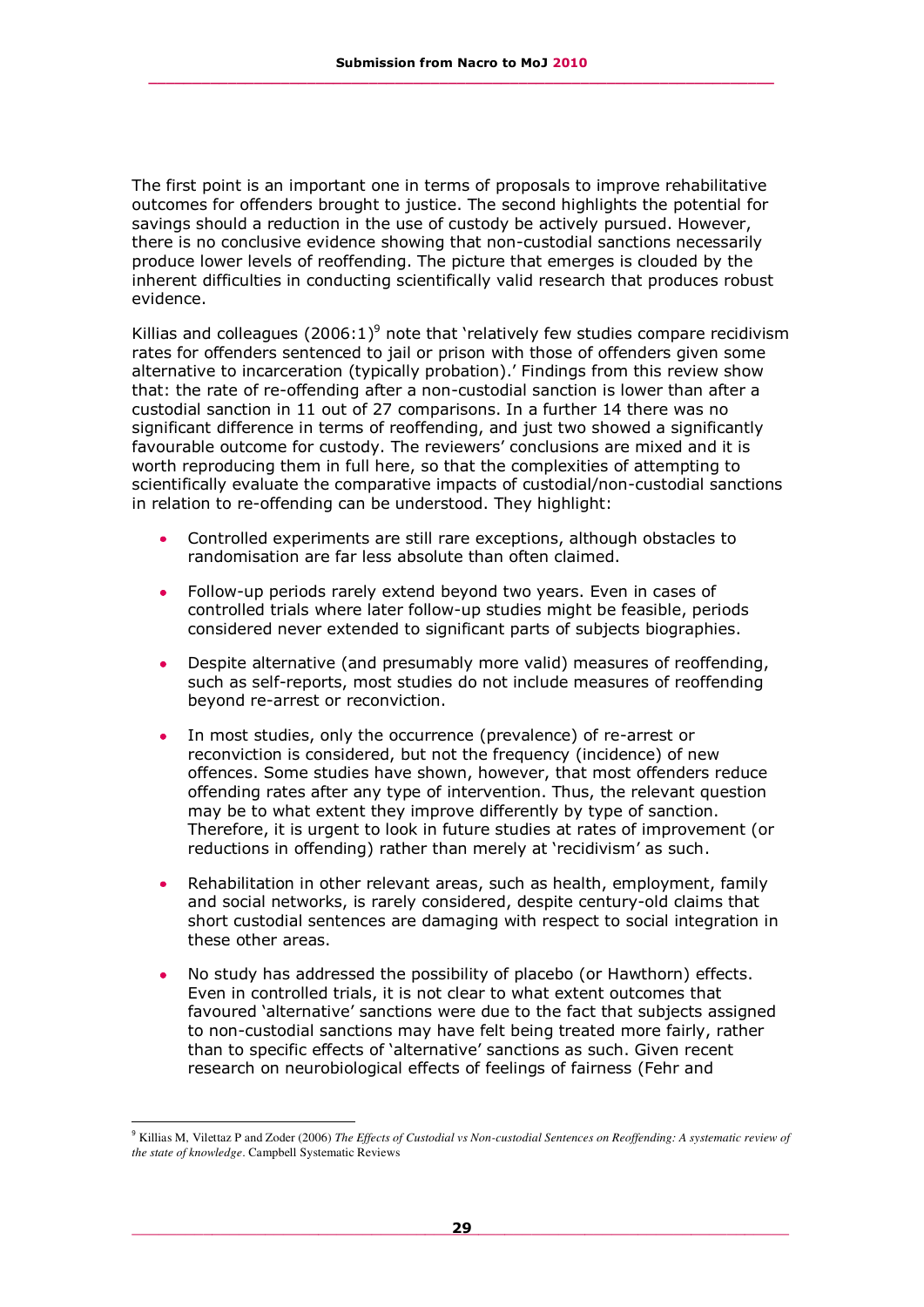The first point is an important one in terms of proposals to improve rehabilitative outcomes for offenders brought to justice. The second highlights the potential for savings should a reduction in the use of custody be actively pursued. However, there is no conclusive evidence showing that non-custodial sanctions necessarily produce lower levels of reoffending. The picture that emerges is clouded by the inherent difficulties in conducting scientifically valid research that produces robust evidence.

Killias and colleagues (2006:1)[9] note that 'relatively few studies compare recidivism rates for offenders sentenced to jail or prison with those of offenders given some alternative to incarceration (typically probation).' Findings from this review show that: the rate of re-offending after a non-custodial sanction is lower than after a custodial sanction in 11 out of 27 comparisons. In a further 14 there was no significant difference in terms of reoffending, and just two showed a significantly favourable outcome for custody. The reviewers' conclusions are mixed and it is worth reproducing them in full here, so that the complexities of attempting to scientifically evaluate the comparative impacts of custodial/non-custodial sanctions in relation to re-offending can be understood. They highlight:

- Controlled experiments are still rare exceptions, although obstacles to randomisation are far less absolute than often claimed.
- Follow-up periods rarely extend beyond two years. Even in cases of controlled trials where later follow-up studies might be feasible, periods considered never extended to significant parts of subjects biographies.
- Despite alternative (and presumably more valid) measures of reoffending, such as self-reports, most studies do not include measures of reoffending beyond re-arrest or reconviction.
- In most studies, only the occurrence (prevalence) of re-arrest or reconviction is considered, but not the frequency (incidence) of new offences. Some studies have shown, however, that most offenders reduce offending rates after any type of intervention. Thus, the relevant question may be to what extent they improve differently by type of sanction. Therefore, it is urgent to look in future studies at rates of improvement (or reductions in offending) rather than merely at 'recidivism' as such.
- Rehabilitation in other relevant areas, such as health, employment, family and social networks, is rarely considered, despite century-old claims that short custodial sentences are damaging with respect to social integration in these other areas.
- No study has addressed the possibility of placebo (or Hawthorn) effects. Even in controlled trials, it is not clear to what extent outcomes that favoured 'alternative' sanctions were due to the fact that subjects assigned to non-custodial sanctions may have felt being treated more fairly, rather than to specific effects of 'alternative' sanctions as such. Given recent research on neurobiological effects of feelings of fairness (Fehr and

[9] Killias M, Vilettaz P and Zoder (2006) *The Effects of Custodial vs Non-custodial Sentences on Reoffending: A systematic review of the state of knowledge*. Campbell Systematic Reviews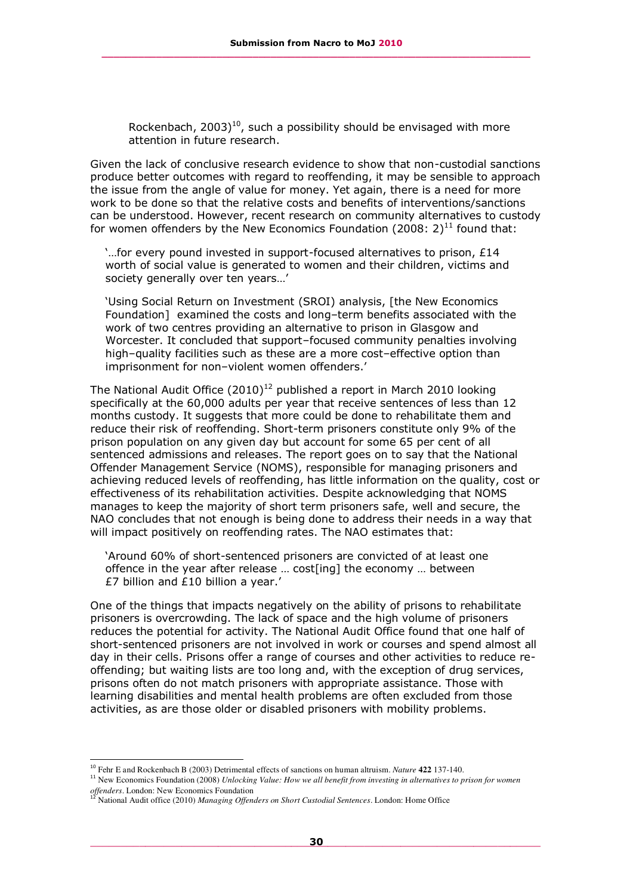Rockenbach, 2003)[10], such a possibility should be envisaged with more attention in future research.

Given the lack of conclusive research evidence to show that non-custodial sanctions produce better outcomes with regard to reoffending, it may be sensible to approach the issue from the angle of value for money. Yet again, there is a need for more work to be done so that the relative costs and benefits of interventions/sanctions can be understood. However, recent research on community alternatives to custody for women offenders by the New Economics Foundation (2008: 2)[11] found that:

> '…for every pound invested in support-focused alternatives to prison, £14 worth of social value is generated to women and their children, victims and society generally over ten years…'
>
> 'Using Social Return on Investment (SROI) analysis, [the New Economics Foundation] examined the costs and long–term benefits associated with the work of two centres providing an alternative to prison in Glasgow and Worcester. It concluded that support–focused community penalties involving high–quality facilities such as these are a more cost–effective option than imprisonment for non–violent women offenders.'

The National Audit Office (2010)[12] published a report in March 2010 looking specifically at the 60,000 adults per year that receive sentences of less than 12 months custody. It suggests that more could be done to rehabilitate them and reduce their risk of reoffending. Short-term prisoners constitute only 9% of the prison population on any given day but account for some 65 per cent of all sentenced admissions and releases. The report goes on to say that the National Offender Management Service (NOMS), responsible for managing prisoners and achieving reduced levels of reoffending, has little information on the quality, cost or effectiveness of its rehabilitation activities. Despite acknowledging that NOMS manages to keep the majority of short term prisoners safe, well and secure, the NAO concludes that not enough is being done to address their needs in a way that will impact positively on reoffending rates. The NAO estimates that:

> 'Around 60% of short-sentenced prisoners are convicted of at least one offence in the year after release … cost[ing] the economy … between £7 billion and £10 billion a year.'

One of the things that impacts negatively on the ability of prisons to rehabilitate prisoners is overcrowding. The lack of space and the high volume of prisoners reduces the potential for activity. The National Audit Office found that one half of short-sentenced prisoners are not involved in work or courses and spend almost all day in their cells. Prisons offer a range of courses and other activities to reduce re-offending; but waiting lists are too long and, with the exception of drug services, prisons often do not match prisoners with appropriate assistance. Those with learning disabilities and mental health problems are often excluded from those activities, as are those older or disabled prisoners with mobility problems.

---

[10] Fehr E and Rockenbach B (2003) Detrimental effects of sanctions on human altruism. *Nature* **422** 137-140.

[11] New Economics Foundation (2008) *Unlocking Value: How we all benefit from investing in alternatives to prison for women offenders*. London: New Economics Foundation

[12] National Audit office (2010) *Managing Offenders on Short Custodial Sentences*. London: Home Office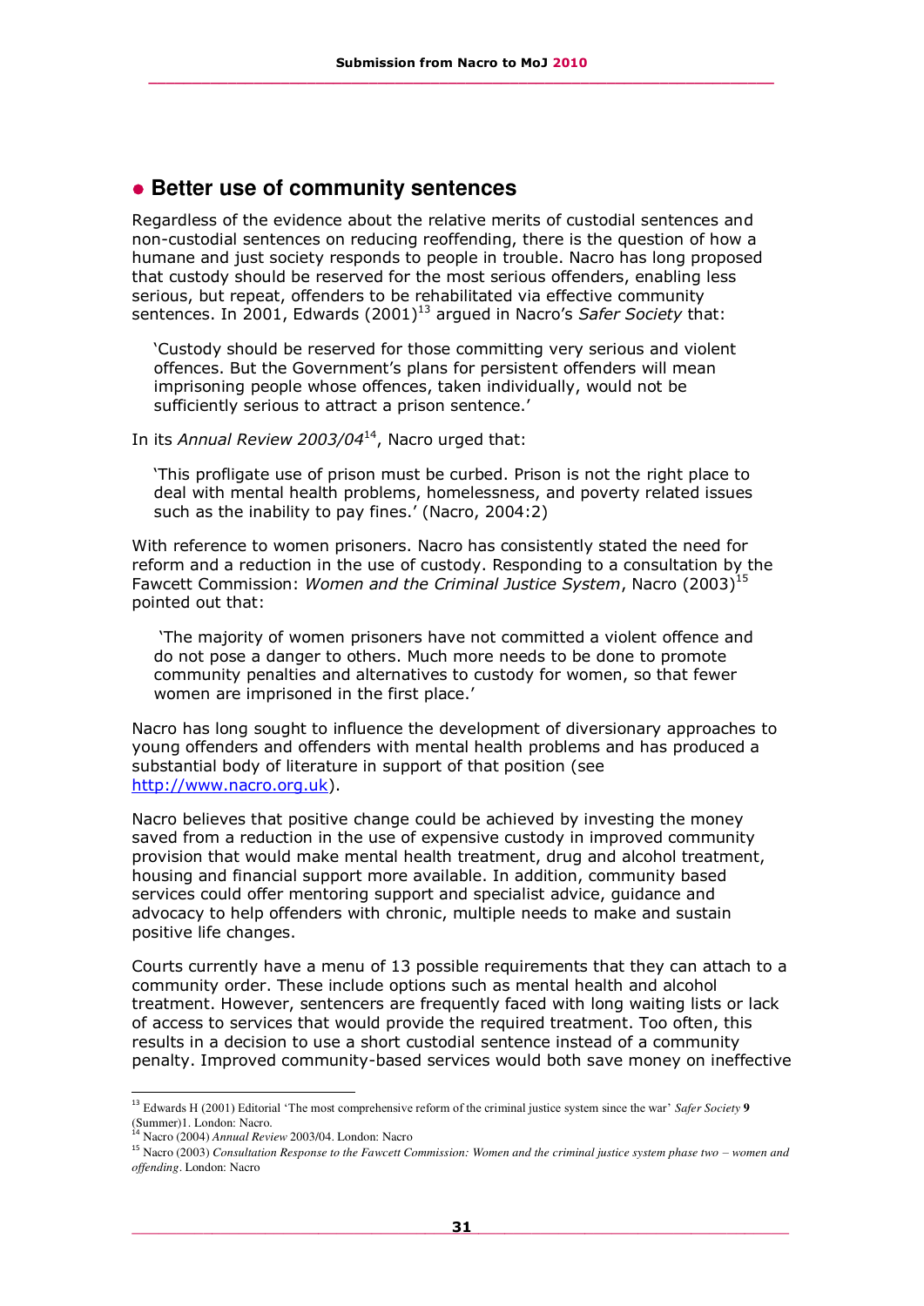## Better use of community sentences

Regardless of the evidence about the relative merits of custodial sentences and non-custodial sentences on reducing reoffending, there is the question of how a humane and just society responds to people in trouble. Nacro has long proposed that custody should be reserved for the most serious offenders, enabling less serious, but repeat, offenders to be rehabilitated via effective community sentences. In 2001, Edwards (2001)[13] argued in Nacro's *Safer Society* that:

> 'Custody should be reserved for those committing very serious and violent offences. But the Government's plans for persistent offenders will mean imprisoning people whose offences, taken individually, would not be sufficiently serious to attract a prison sentence.'

In its *Annual Review 2003/04*[14], Nacro urged that:

> 'This profligate use of prison must be curbed. Prison is not the right place to deal with mental health problems, homelessness, and poverty related issues such as the inability to pay fines.' (Nacro, 2004:2)

With reference to women prisoners. Nacro has consistently stated the need for reform and a reduction in the use of custody. Responding to a consultation by the Fawcett Commission: *Women and the Criminal Justice System*, Nacro (2003)[15] pointed out that:

> 'The majority of women prisoners have not committed a violent offence and do not pose a danger to others. Much more needs to be done to promote community penalties and alternatives to custody for women, so that fewer women are imprisoned in the first place.'

Nacro has long sought to influence the development of diversionary approaches to young offenders and offenders with mental health problems and has produced a substantial body of literature in support of that position (see http://www.nacro.org.uk).

Nacro believes that positive change could be achieved by investing the money saved from a reduction in the use of expensive custody in improved community provision that would make mental health treatment, drug and alcohol treatment, housing and financial support more available. In addition, community based services could offer mentoring support and specialist advice, guidance and advocacy to help offenders with chronic, multiple needs to make and sustain positive life changes.

Courts currently have a menu of 13 possible requirements that they can attach to a community order. These include options such as mental health and alcohol treatment. However, sentencers are frequently faced with long waiting lists or lack of access to services that would provide the required treatment. Too often, this results in a decision to use a short custodial sentence instead of a community penalty. Improved community-based services would both save money on ineffective

---

[13] Edwards H (2001) Editorial 'The most comprehensive reform of the criminal justice system since the war' *Safer Society* **9** (Summer)1. London: Nacro.

[14] Nacro (2004) *Annual Review* 2003/04. London: Nacro

[15] Nacro (2003) *Consultation Response to the Fawcett Commission: Women and the criminal justice system phase two – women and offending*. London: Nacro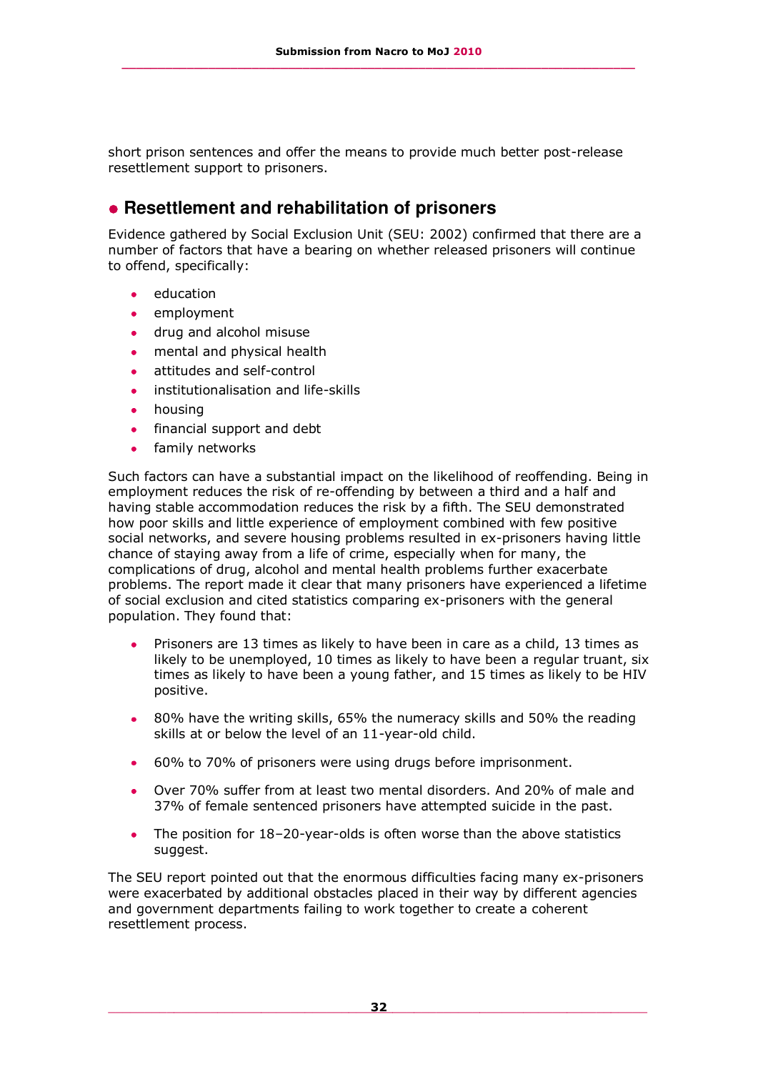short prison sentences and offer the means to provide much better post-release resettlement support to prisoners.

## Resettlement and rehabilitation of prisoners

Evidence gathered by Social Exclusion Unit (SEU: 2002) confirmed that there are a number of factors that have a bearing on whether released prisoners will continue to offend, specifically:

- education
- employment
- drug and alcohol misuse
- mental and physical health
- attitudes and self-control
- institutionalisation and life-skills
- housing
- financial support and debt
- family networks

Such factors can have a substantial impact on the likelihood of reoffending. Being in employment reduces the risk of re-offending by between a third and a half and having stable accommodation reduces the risk by a fifth. The SEU demonstrated how poor skills and little experience of employment combined with few positive social networks, and severe housing problems resulted in ex-prisoners having little chance of staying away from a life of crime, especially when for many, the complications of drug, alcohol and mental health problems further exacerbate problems. The report made it clear that many prisoners have experienced a lifetime of social exclusion and cited statistics comparing ex-prisoners with the general population. They found that:

- Prisoners are 13 times as likely to have been in care as a child, 13 times as likely to be unemployed, 10 times as likely to have been a regular truant, six times as likely to have been a young father, and 15 times as likely to be HIV positive.

- 80% have the writing skills, 65% the numeracy skills and 50% the reading skills at or below the level of an 11-year-old child.

- 60% to 70% of prisoners were using drugs before imprisonment.

- Over 70% suffer from at least two mental disorders. And 20% of male and 37% of female sentenced prisoners have attempted suicide in the past.

- The position for 18–20-year-olds is often worse than the above statistics suggest.

The SEU report pointed out that the enormous difficulties facing many ex-prisoners were exacerbated by additional obstacles placed in their way by different agencies and government departments failing to work together to create a coherent resettlement process.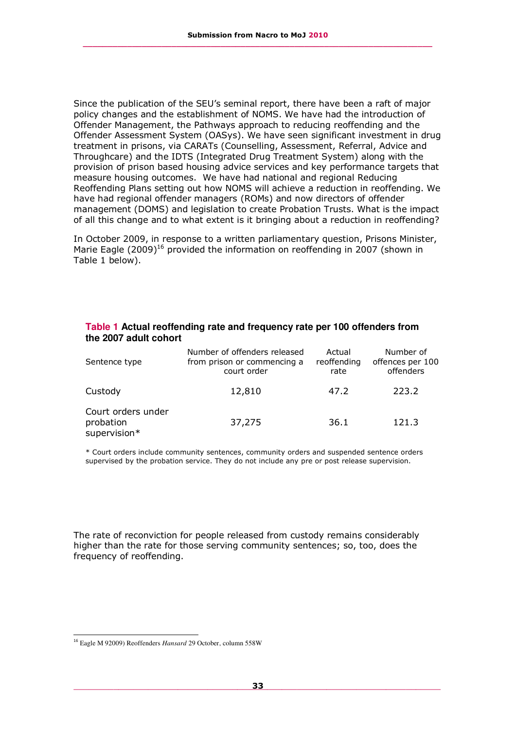Since the publication of the SEU's seminal report, there have been a raft of major policy changes and the establishment of NOMS. We have had the introduction of Offender Management, the Pathways approach to reducing reoffending and the Offender Assessment System (OASys). We have seen significant investment in drug treatment in prisons, via CARATs (Counselling, Assessment, Referral, Advice and Throughcare) and the IDTS (Integrated Drug Treatment System) along with the provision of prison based housing advice services and key performance targets that measure housing outcomes. We have had national and regional Reducing Reoffending Plans setting out how NOMS will achieve a reduction in reoffending. We have had regional offender managers (ROMs) and now directors of offender management (DOMS) and legislation to create Probation Trusts. What is the impact of all this change and to what extent is it bringing about a reduction in reoffending?

In October 2009, in response to a written parliamentary question, Prisons Minister, Marie Eagle (2009)[16] provided the information on reoffending in 2007 (shown in Table 1 below).

**Table 1 Actual reoffending rate and frequency rate per 100 offenders from the 2007 adult cohort**

| Sentence type | Number of offenders released from prison or commencing a court order | Actual reoffending rate | Number of offences per 100 offenders |
|---|---|---|---|
| Custody | 12,810 | 47.2 | 223.2 |
| Court orders under probation supervision* | 37,275 | 36.1 | 121.3 |

\* Court orders include community sentences, community orders and suspended sentence orders supervised by the probation service. They do not include any pre or post release supervision.

The rate of reconviction for people released from custody remains considerably higher than the rate for those serving community sentences; so, too, does the frequency of reoffending.

[16] Eagle M 92009) Reoffenders *Hansard* 29 October, column 558W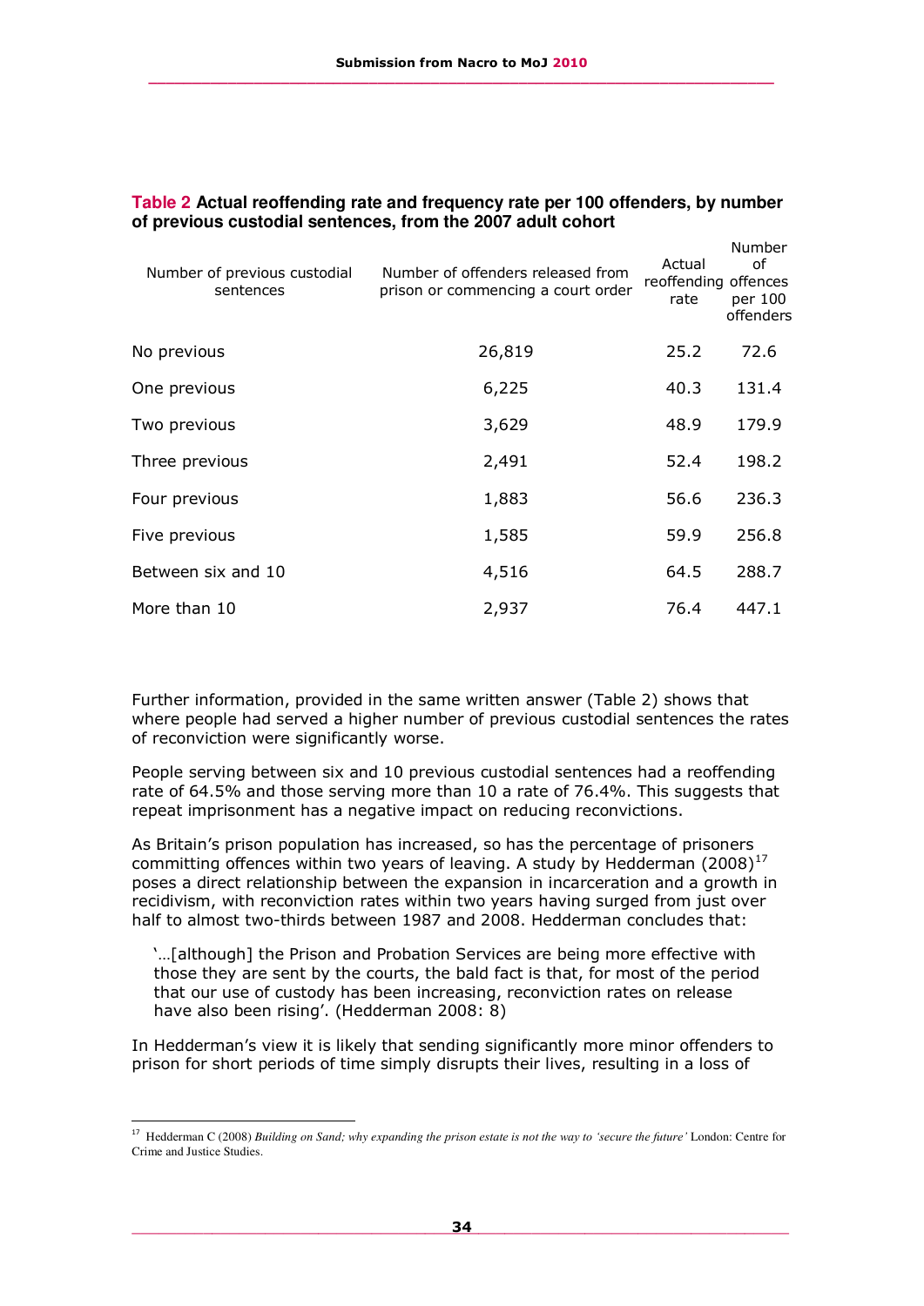**Table 2 Actual reoffending rate and frequency rate per 100 offenders, by number of previous custodial sentences, from the 2007 adult cohort**

| Number of previous custodial sentences | Number of offenders released from prison or commencing a court order | Actual reoffending rate | Number of offences per 100 offenders |
|---|---|---|---|
| No previous | 26,819 | 25.2 | 72.6 |
| One previous | 6,225 | 40.3 | 131.4 |
| Two previous | 3,629 | 48.9 | 179.9 |
| Three previous | 2,491 | 52.4 | 198.2 |
| Four previous | 1,883 | 56.6 | 236.3 |
| Five previous | 1,585 | 59.9 | 256.8 |
| Between six and 10 | 4,516 | 64.5 | 288.7 |
| More than 10 | 2,937 | 76.4 | 447.1 |

Further information, provided in the same written answer (Table 2) shows that where people had served a higher number of previous custodial sentences the rates of reconviction were significantly worse.

People serving between six and 10 previous custodial sentences had a reoffending rate of 64.5% and those serving more than 10 a rate of 76.4%. This suggests that repeat imprisonment has a negative impact on reducing reconvictions.

As Britain's prison population has increased, so has the percentage of prisoners committing offences within two years of leaving. A study by Hedderman (2008)[17] poses a direct relationship between the expansion in incarceration and a growth in recidivism, with reconviction rates within two years having surged from just over half to almost two-thirds between 1987 and 2008. Hedderman concludes that:

> '…[although] the Prison and Probation Services are being more effective with those they are sent by the courts, the bald fact is that, for most of the period that our use of custody has been increasing, reconviction rates on release have also been rising'. (Hedderman 2008: 8)

In Hedderman's view it is likely that sending significantly more minor offenders to prison for short periods of time simply disrupts their lives, resulting in a loss of

[17] Hedderman C (2008) *Building on Sand; why expanding the prison estate is not the way to 'secure the future'* London: Centre for Crime and Justice Studies.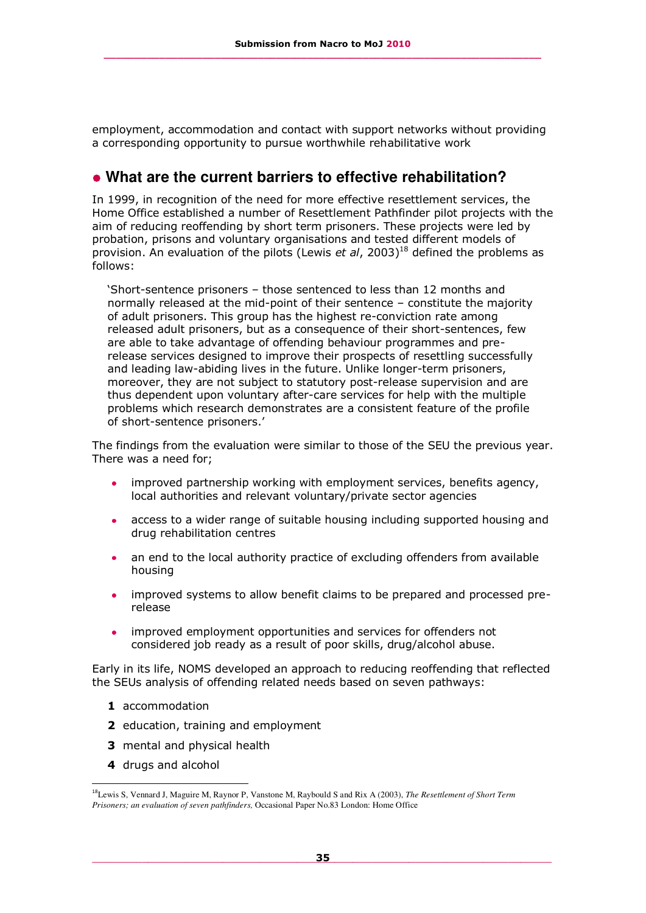employment, accommodation and contact with support networks without providing a corresponding opportunity to pursue worthwhile rehabilitative work

## What are the current barriers to effective rehabilitation?

In 1999, in recognition of the need for more effective resettlement services, the Home Office established a number of Resettlement Pathfinder pilot projects with the aim of reducing reoffending by short term prisoners. These projects were led by probation, prisons and voluntary organisations and tested different models of provision. An evaluation of the pilots (Lewis *et al*, 2003)[18] defined the problems as follows:

> 'Short-sentence prisoners – those sentenced to less than 12 months and normally released at the mid-point of their sentence – constitute the majority of adult prisoners. This group has the highest re-conviction rate among released adult prisoners, but as a consequence of their short-sentences, few are able to take advantage of offending behaviour programmes and pre-release services designed to improve their prospects of resettling successfully and leading law-abiding lives in the future. Unlike longer-term prisoners, moreover, they are not subject to statutory post-release supervision and are thus dependent upon voluntary after-care services for help with the multiple problems which research demonstrates are a consistent feature of the profile of short-sentence prisoners.'

The findings from the evaluation were similar to those of the SEU the previous year. There was a need for;

- improved partnership working with employment services, benefits agency, local authorities and relevant voluntary/private sector agencies
- access to a wider range of suitable housing including supported housing and drug rehabilitation centres
- an end to the local authority practice of excluding offenders from available housing
- improved systems to allow benefit claims to be prepared and processed pre-release
- improved employment opportunities and services for offenders not considered job ready as a result of poor skills, drug/alcohol abuse.

Early in its life, NOMS developed an approach to reducing reoffending that reflected the SEUs analysis of offending related needs based on seven pathways:

1. accommodation
2. education, training and employment
3. mental and physical health
4. drugs and alcohol

---

[18] Lewis S, Vennard J, Maguire M, Raynor P, Vanstone M, Raybould S and Rix A (2003), *The Resettlement of Short Term Prisoners; an evaluation of seven pathfinders,* Occasional Paper No.83 London: Home Office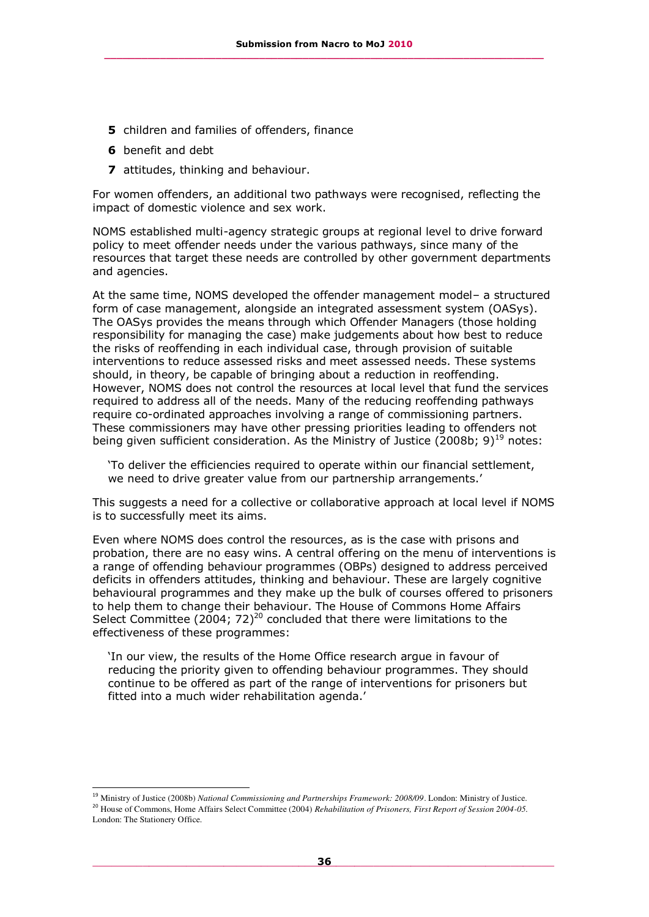5. children and families of offenders, finance
6. benefit and debt
7. attitudes, thinking and behaviour.

For women offenders, an additional two pathways were recognised, reflecting the impact of domestic violence and sex work.

NOMS established multi-agency strategic groups at regional level to drive forward policy to meet offender needs under the various pathways, since many of the resources that target these needs are controlled by other government departments and agencies.

At the same time, NOMS developed the offender management model– a structured form of case management, alongside an integrated assessment system (OASys). The OASys provides the means through which Offender Managers (those holding responsibility for managing the case) make judgements about how best to reduce the risks of reoffending in each individual case, through provision of suitable interventions to reduce assessed risks and meet assessed needs. These systems should, in theory, be capable of bringing about a reduction in reoffending. However, NOMS does not control the resources at local level that fund the services required to address all of the needs. Many of the reducing reoffending pathways require co-ordinated approaches involving a range of commissioning partners. These commissioners may have other pressing priorities leading to offenders not being given sufficient consideration. As the Ministry of Justice (2008b; 9)[19] notes:

> 'To deliver the efficiencies required to operate within our financial settlement, we need to drive greater value from our partnership arrangements.'

This suggests a need for a collective or collaborative approach at local level if NOMS is to successfully meet its aims.

Even where NOMS does control the resources, as is the case with prisons and probation, there are no easy wins. A central offering on the menu of interventions is a range of offending behaviour programmes (OBPs) designed to address perceived deficits in offenders attitudes, thinking and behaviour. These are largely cognitive behavioural programmes and they make up the bulk of courses offered to prisoners to help them to change their behaviour. The House of Commons Home Affairs Select Committee (2004; 72)[20] concluded that there were limitations to the effectiveness of these programmes:

> 'In our view, the results of the Home Office research argue in favour of reducing the priority given to offending behaviour programmes. They should continue to be offered as part of the range of interventions for prisoners but fitted into a much wider rehabilitation agenda.'

---

[19] Ministry of Justice (2008b) *National Commissioning and Partnerships Framework: 2008/09*. London: Ministry of Justice.

[20] House of Commons, Home Affairs Select Committee (2004) *Rehabilitation of Prisoners, First Report of Session 2004-05*. London: The Stationery Office.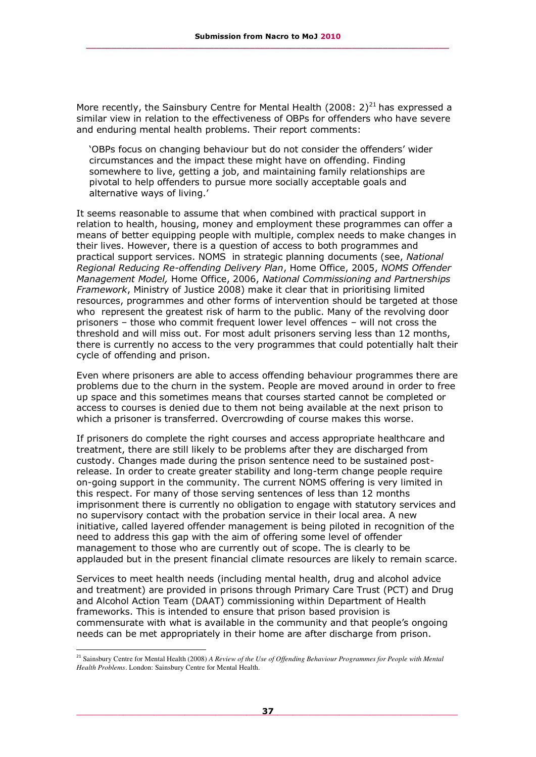More recently, the Sainsbury Centre for Mental Health (2008: 2)[21] has expressed a similar view in relation to the effectiveness of OBPs for offenders who have severe and enduring mental health problems. Their report comments:

> 'OBPs focus on changing behaviour but do not consider the offenders' wider circumstances and the impact these might have on offending. Finding somewhere to live, getting a job, and maintaining family relationships are pivotal to help offenders to pursue more socially acceptable goals and alternative ways of living.'

It seems reasonable to assume that when combined with practical support in relation to health, housing, money and employment these programmes can offer a means of better equipping people with multiple, complex needs to make changes in their lives. However, there is a question of access to both programmes and practical support services. NOMS in strategic planning documents (see, *National Regional Reducing Re-offending Delivery Plan*, Home Office, 2005, *NOMS Offender Management Model,* Home Office, 2006, *National Commissioning and Partnerships Framework*, Ministry of Justice 2008) make it clear that in prioritising limited resources, programmes and other forms of intervention should be targeted at those who represent the greatest risk of harm to the public. Many of the revolving door prisoners – those who commit frequent lower level offences – will not cross the threshold and will miss out. For most adult prisoners serving less than 12 months, there is currently no access to the very programmes that could potentially halt their cycle of offending and prison.

Even where prisoners are able to access offending behaviour programmes there are problems due to the churn in the system. People are moved around in order to free up space and this sometimes means that courses started cannot be completed or access to courses is denied due to them not being available at the next prison to which a prisoner is transferred. Overcrowding of course makes this worse.

If prisoners do complete the right courses and access appropriate healthcare and treatment, there are still likely to be problems after they are discharged from custody. Changes made during the prison sentence need to be sustained post-release. In order to create greater stability and long-term change people require on-going support in the community. The current NOMS offering is very limited in this respect. For many of those serving sentences of less than 12 months imprisonment there is currently no obligation to engage with statutory services and no supervisory contact with the probation service in their local area. A new initiative, called layered offender management is being piloted in recognition of the need to address this gap with the aim of offering some level of offender management to those who are currently out of scope. The is clearly to be applauded but in the present financial climate resources are likely to remain scarce.

Services to meet health needs (including mental health, drug and alcohol advice and treatment) are provided in prisons through Primary Care Trust (PCT) and Drug and Alcohol Action Team (DAAT) commissioning within Department of Health frameworks. This is intended to ensure that prison based provision is commensurate with what is available in the community and that people's ongoing needs can be met appropriately in their home are after discharge from prison.

---

[21] Sainsbury Centre for Mental Health (2008) *A Review of the Use of Offending Behaviour Programmes for People with Mental Health Problems*. London: Sainsbury Centre for Mental Health.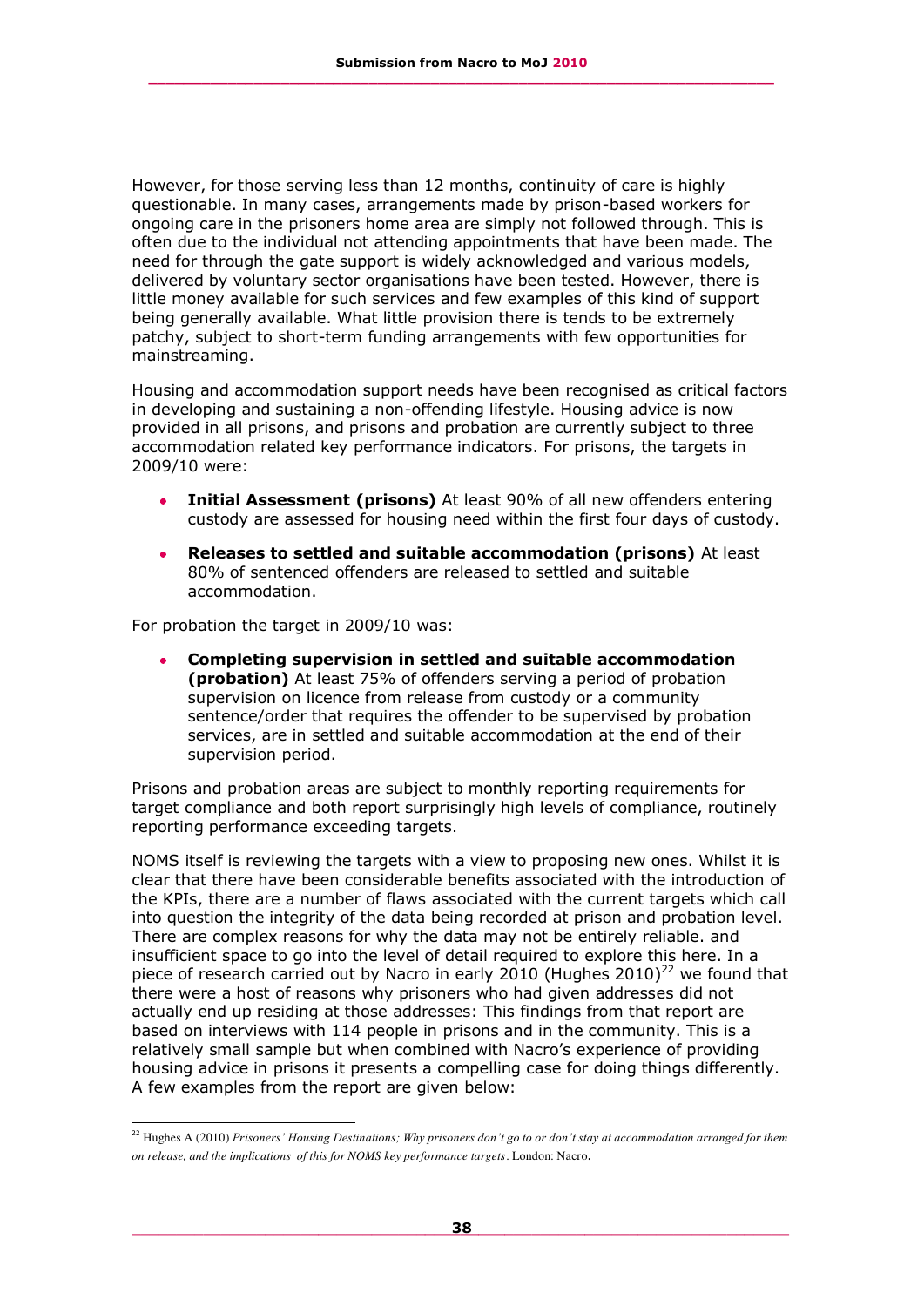However, for those serving less than 12 months, continuity of care is highly questionable. In many cases, arrangements made by prison-based workers for ongoing care in the prisoners home area are simply not followed through. This is often due to the individual not attending appointments that have been made. The need for through the gate support is widely acknowledged and various models, delivered by voluntary sector organisations have been tested. However, there is little money available for such services and few examples of this kind of support being generally available. What little provision there is tends to be extremely patchy, subject to short-term funding arrangements with few opportunities for mainstreaming.

Housing and accommodation support needs have been recognised as critical factors in developing and sustaining a non-offending lifestyle. Housing advice is now provided in all prisons, and prisons and probation are currently subject to three accommodation related key performance indicators. For prisons, the targets in 2009/10 were:

- **Initial Assessment (prisons)** At least 90% of all new offenders entering custody are assessed for housing need within the first four days of custody.
- **Releases to settled and suitable accommodation (prisons)** At least 80% of sentenced offenders are released to settled and suitable accommodation.

For probation the target in 2009/10 was:

- **Completing supervision in settled and suitable accommodation (probation)** At least 75% of offenders serving a period of probation supervision on licence from release from custody or a community sentence/order that requires the offender to be supervised by probation services, are in settled and suitable accommodation at the end of their supervision period.

Prisons and probation areas are subject to monthly reporting requirements for target compliance and both report surprisingly high levels of compliance, routinely reporting performance exceeding targets.

NOMS itself is reviewing the targets with a view to proposing new ones. Whilst it is clear that there have been considerable benefits associated with the introduction of the KPIs, there are a number of flaws associated with the current targets which call into question the integrity of the data being recorded at prison and probation level. There are complex reasons for why the data may not be entirely reliable. and insufficient space to go into the level of detail required to explore this here. In a piece of research carried out by Nacro in early 2010 (Hughes 2010)[22] we found that there were a host of reasons why prisoners who had given addresses did not actually end up residing at those addresses: This findings from that report are based on interviews with 114 people in prisons and in the community. This is a relatively small sample but when combined with Nacro's experience of providing housing advice in prisons it presents a compelling case for doing things differently. A few examples from the report are given below:

[22] Hughes A (2010) *Prisoners' Housing Destinations; Why prisoners don't go to or don't stay at accommodation arranged for them on release, and the implications of this for NOMS key performance targets*. London: Nacro.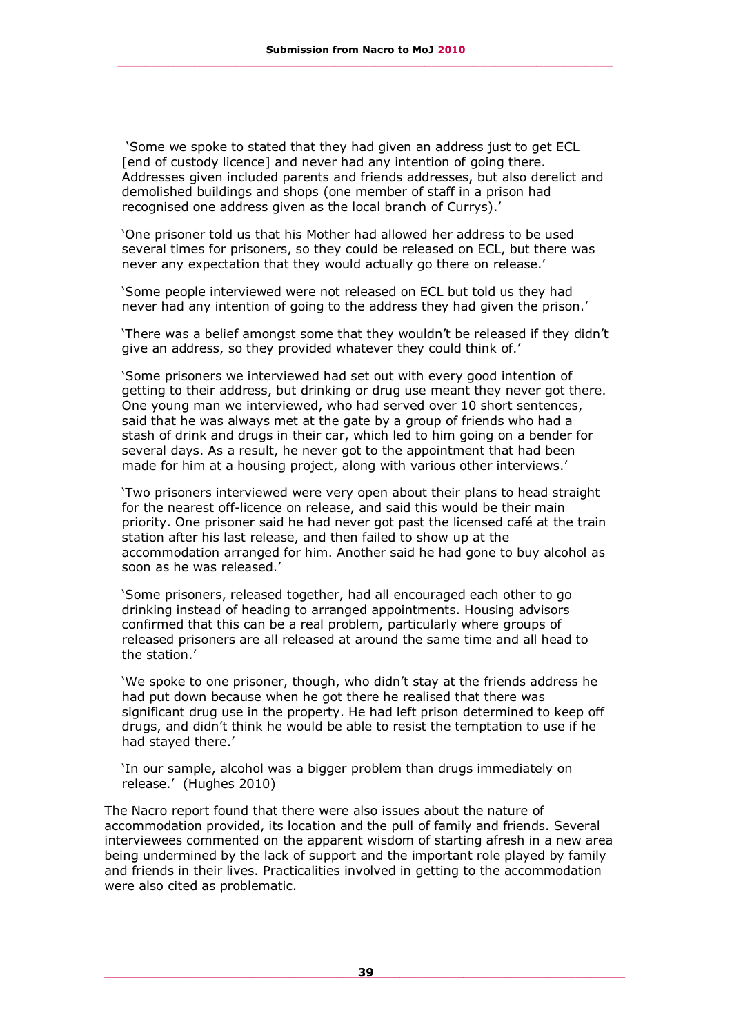'Some we spoke to stated that they had given an address just to get ECL [end of custody licence] and never had any intention of going there. Addresses given included parents and friends addresses, but also derelict and demolished buildings and shops (one member of staff in a prison had recognised one address given as the local branch of Currys).'

'One prisoner told us that his Mother had allowed her address to be used several times for prisoners, so they could be released on ECL, but there was never any expectation that they would actually go there on release.'

'Some people interviewed were not released on ECL but told us they had never had any intention of going to the address they had given the prison.'

'There was a belief amongst some that they wouldn't be released if they didn't give an address, so they provided whatever they could think of.'

'Some prisoners we interviewed had set out with every good intention of getting to their address, but drinking or drug use meant they never got there. One young man we interviewed, who had served over 10 short sentences, said that he was always met at the gate by a group of friends who had a stash of drink and drugs in their car, which led to him going on a bender for several days. As a result, he never got to the appointment that had been made for him at a housing project, along with various other interviews.'

'Two prisoners interviewed were very open about their plans to head straight for the nearest off-licence on release, and said this would be their main priority. One prisoner said he had never got past the licensed café at the train station after his last release, and then failed to show up at the accommodation arranged for him. Another said he had gone to buy alcohol as soon as he was released.'

'Some prisoners, released together, had all encouraged each other to go drinking instead of heading to arranged appointments. Housing advisors confirmed that this can be a real problem, particularly where groups of released prisoners are all released at around the same time and all head to the station.'

'We spoke to one prisoner, though, who didn't stay at the friends address he had put down because when he got there he realised that there was significant drug use in the property. He had left prison determined to keep off drugs, and didn't think he would be able to resist the temptation to use if he had stayed there.'

'In our sample, alcohol was a bigger problem than drugs immediately on release.' (Hughes 2010)

The Nacro report found that there were also issues about the nature of accommodation provided, its location and the pull of family and friends. Several interviewees commented on the apparent wisdom of starting afresh in a new area being undermined by the lack of support and the important role played by family and friends in their lives. Practicalities involved in getting to the accommodation were also cited as problematic.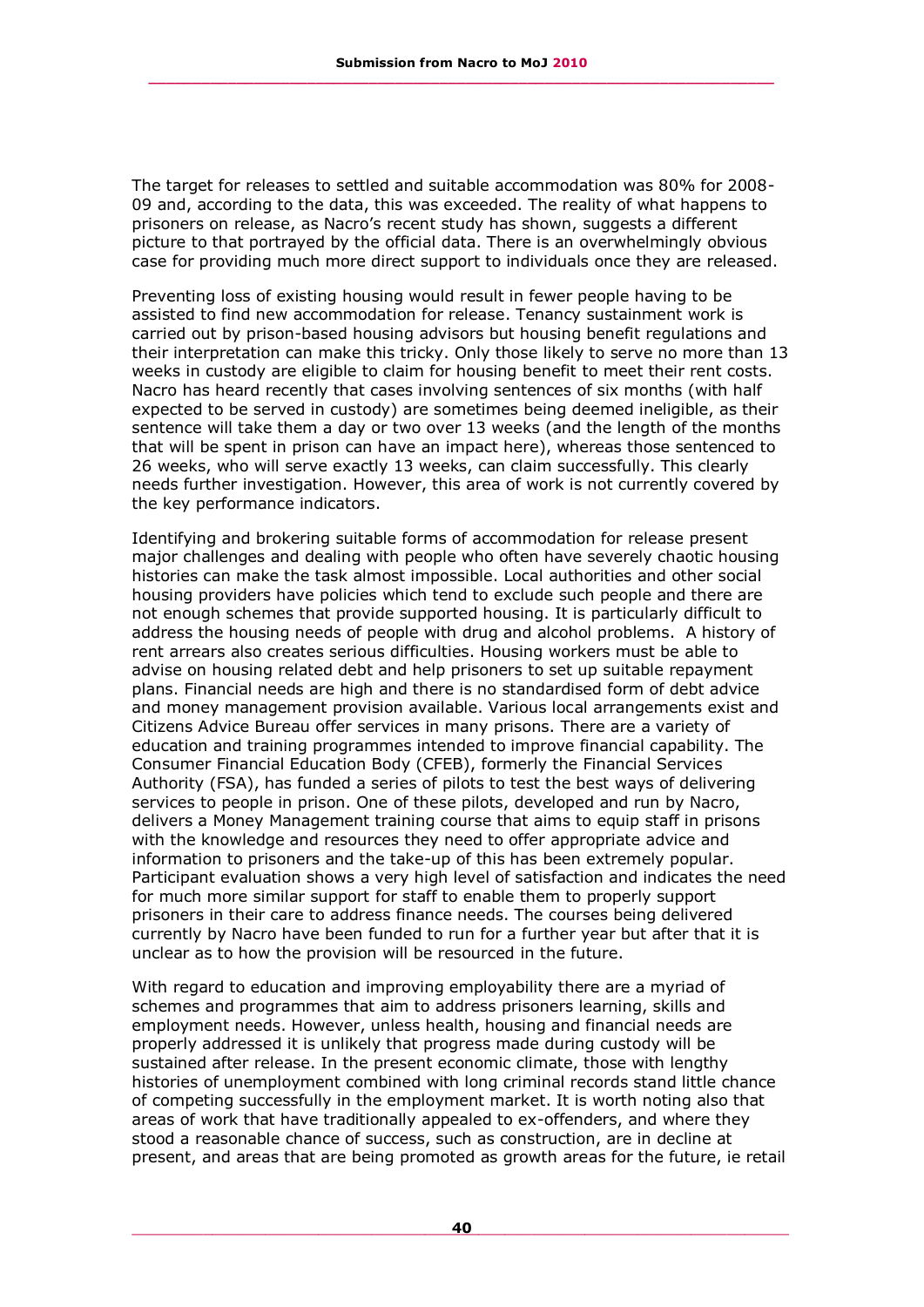The target for releases to settled and suitable accommodation was 80% for 2008-09 and, according to the data, this was exceeded. The reality of what happens to prisoners on release, as Nacro's recent study has shown, suggests a different picture to that portrayed by the official data. There is an overwhelmingly obvious case for providing much more direct support to individuals once they are released.

Preventing loss of existing housing would result in fewer people having to be assisted to find new accommodation for release. Tenancy sustainment work is carried out by prison-based housing advisors but housing benefit regulations and their interpretation can make this tricky. Only those likely to serve no more than 13 weeks in custody are eligible to claim for housing benefit to meet their rent costs. Nacro has heard recently that cases involving sentences of six months (with half expected to be served in custody) are sometimes being deemed ineligible, as their sentence will take them a day or two over 13 weeks (and the length of the months that will be spent in prison can have an impact here), whereas those sentenced to 26 weeks, who will serve exactly 13 weeks, can claim successfully. This clearly needs further investigation. However, this area of work is not currently covered by the key performance indicators.

Identifying and brokering suitable forms of accommodation for release present major challenges and dealing with people who often have severely chaotic housing histories can make the task almost impossible. Local authorities and other social housing providers have policies which tend to exclude such people and there are not enough schemes that provide supported housing. It is particularly difficult to address the housing needs of people with drug and alcohol problems. A history of rent arrears also creates serious difficulties. Housing workers must be able to advise on housing related debt and help prisoners to set up suitable repayment plans. Financial needs are high and there is no standardised form of debt advice and money management provision available. Various local arrangements exist and Citizens Advice Bureau offer services in many prisons. There are a variety of education and training programmes intended to improve financial capability. The Consumer Financial Education Body (CFEB), formerly the Financial Services Authority (FSA), has funded a series of pilots to test the best ways of delivering services to people in prison. One of these pilots, developed and run by Nacro, delivers a Money Management training course that aims to equip staff in prisons with the knowledge and resources they need to offer appropriate advice and information to prisoners and the take-up of this has been extremely popular. Participant evaluation shows a very high level of satisfaction and indicates the need for much more similar support for staff to enable them to properly support prisoners in their care to address finance needs. The courses being delivered currently by Nacro have been funded to run for a further year but after that it is unclear as to how the provision will be resourced in the future.

With regard to education and improving employability there are a myriad of schemes and programmes that aim to address prisoners learning, skills and employment needs. However, unless health, housing and financial needs are properly addressed it is unlikely that progress made during custody will be sustained after release. In the present economic climate, those with lengthy histories of unemployment combined with long criminal records stand little chance of competing successfully in the employment market. It is worth noting also that areas of work that have traditionally appealed to ex-offenders, and where they stood a reasonable chance of success, such as construction, are in decline at present, and areas that are being promoted as growth areas for the future, ie retail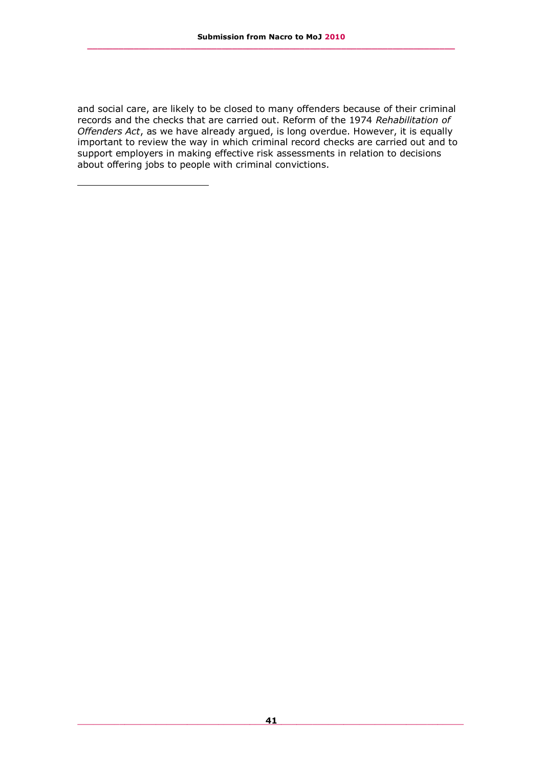and social care, are likely to be closed to many offenders because of their criminal records and the checks that are carried out. Reform of the 1974 *Rehabilitation of Offenders Act*, as we have already argued, is long overdue. However, it is equally important to review the way in which criminal record checks are carried out and to support employers in making effective risk assessments in relation to decisions about offering jobs to people with criminal convictions.